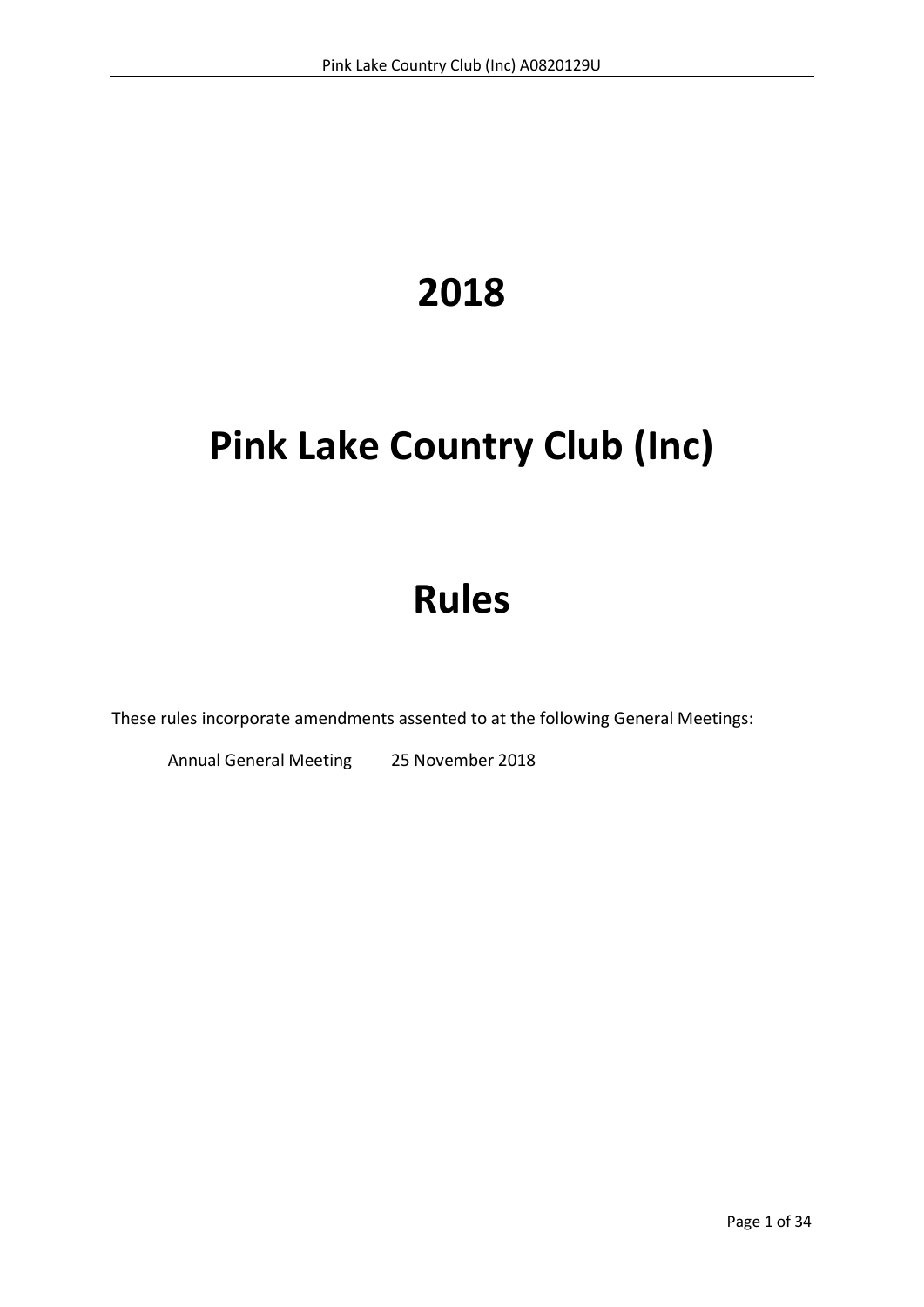# 2018

# Pink Lake Country Club (Inc)

# Rules

These rules incorporate amendments assented to at the following General Meetings:

Annual General Meeting 25 November 2018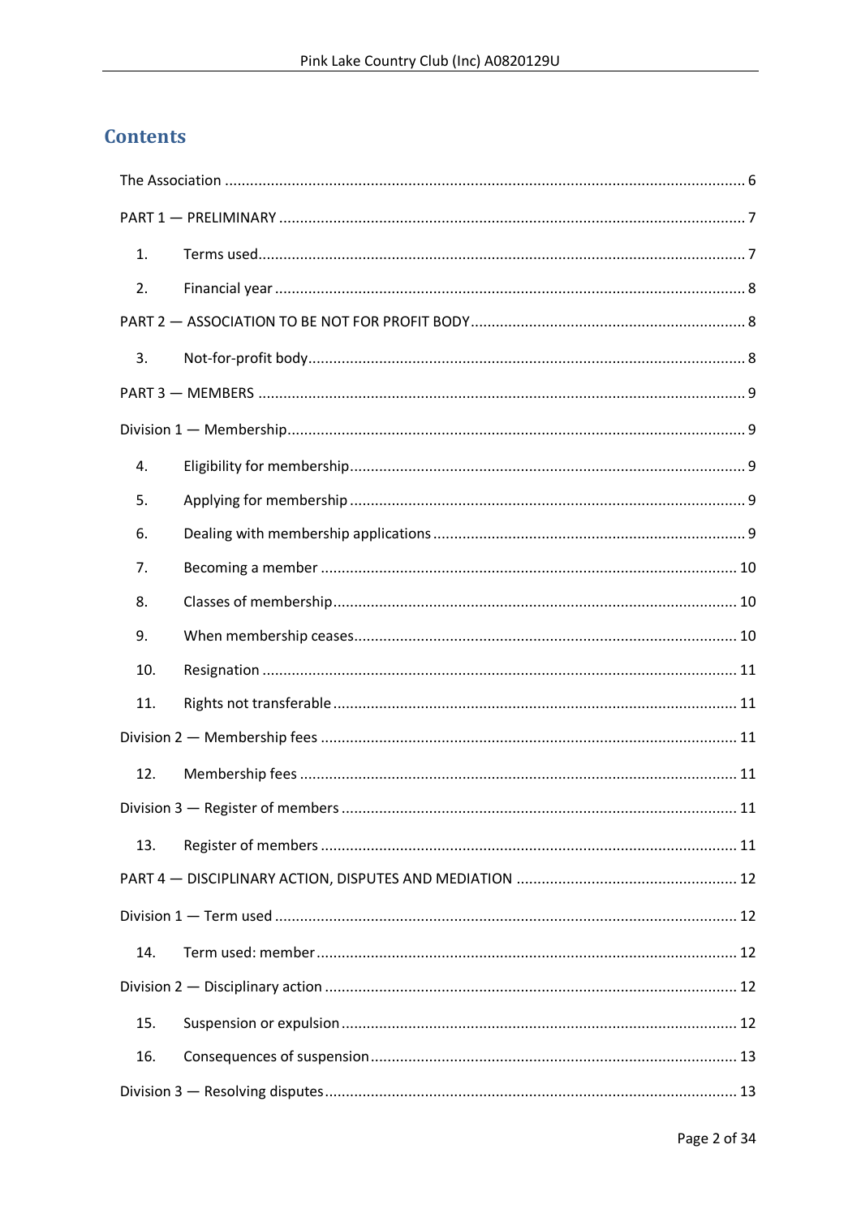## Contents

The Association ........................................................................................................................ 6

PART 1 — PRELIMINARY ........................................................................................................... 7

1. Terms used................................................................................................................ 7
2. Financial year ............................................................................................................ 8

PART 2 — ASSOCIATION TO BE NOT FOR PROFIT BODY ................................................................ 8

3. Not-for-profit body...................................................................................................... 8

PART 3 — MEMBERS ................................................................................................................. 9

Division 1 — Membership............................................................................................................ 9

4. Eligibility for membership............................................................................................ 9
5. Applying for membership ............................................................................................ 9
6. Dealing with membership applications ......................................................................... 9
7. Becoming a member ................................................................................................ 10
8. Classes of membership............................................................................................. 10
9. When membership ceases......................................................................................... 10
10. Resignation .............................................................................................................. 11
11. Rights not transferable .............................................................................................. 11

Division 2 — Membership fees .................................................................................................. 11

12. Membership fees ...................................................................................................... 11

Division 3 — Register of members ............................................................................................ 11

13. Register of members ................................................................................................. 11

PART 4 — DISCIPLINARY ACTION, DISPUTES AND MEDIATION .................................................... 12

Division 1 — Term used ............................................................................................................ 12

14. Term used: member .................................................................................................. 12

Division 2 — Disciplinary action ................................................................................................ 12

15. Suspension or expulsion ............................................................................................ 12
16. Consequences of suspension ..................................................................................... 13

Division 3 — Resolving disputes................................................................................................ 13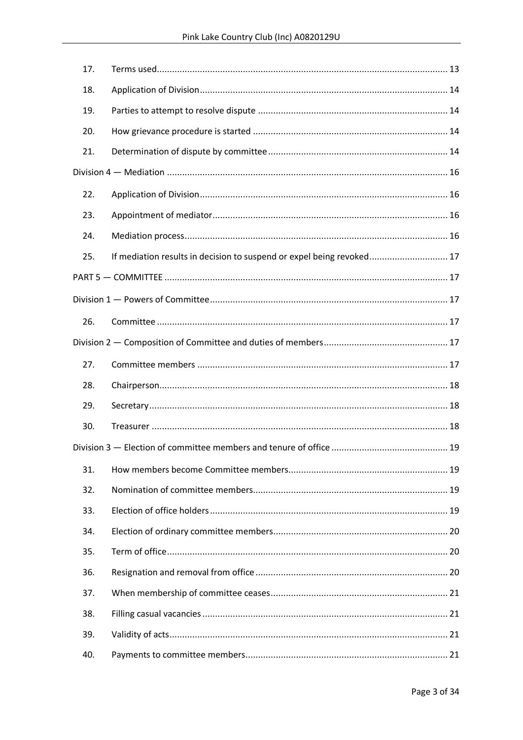| | | |
|---|---|---|
| 17. | Terms used | 13 |
| 18. | Application of Division | 14 |
| 19. | Parties to attempt to resolve dispute | 14 |
| 20. | How grievance procedure is started | 14 |
| 21. | Determination of dispute by committee | 14 |
| Division 4 — Mediation | | 16 |
| 22. | Application of Division | 16 |
| 23. | Appointment of mediator | 16 |
| 24. | Mediation process | 16 |
| 25. | If mediation results in decision to suspend or expel being revoked | 17 |
| PART 5 — COMMITTEE | | 17 |
| Division 1 — Powers of Committee | | 17 |
| 26. | Committee | 17 |
| Division 2 — Composition of Committee and duties of members | | 17 |
| 27. | Committee members | 17 |
| 28. | Chairperson | 18 |
| 29. | Secretary | 18 |
| 30. | Treasurer | 18 |
| Division 3 — Election of committee members and tenure of office | | 19 |
| 31. | How members become Committee members | 19 |
| 32. | Nomination of committee members | 19 |
| 33. | Election of office holders | 19 |
| 34. | Election of ordinary committee members | 20 |
| 35. | Term of office | 20 |
| 36. | Resignation and removal from office | 20 |
| 37. | When membership of committee ceases | 21 |
| 38. | Filling casual vacancies | 21 |
| 39. | Validity of acts | 21 |
| 40. | Payments to committee members | 21 |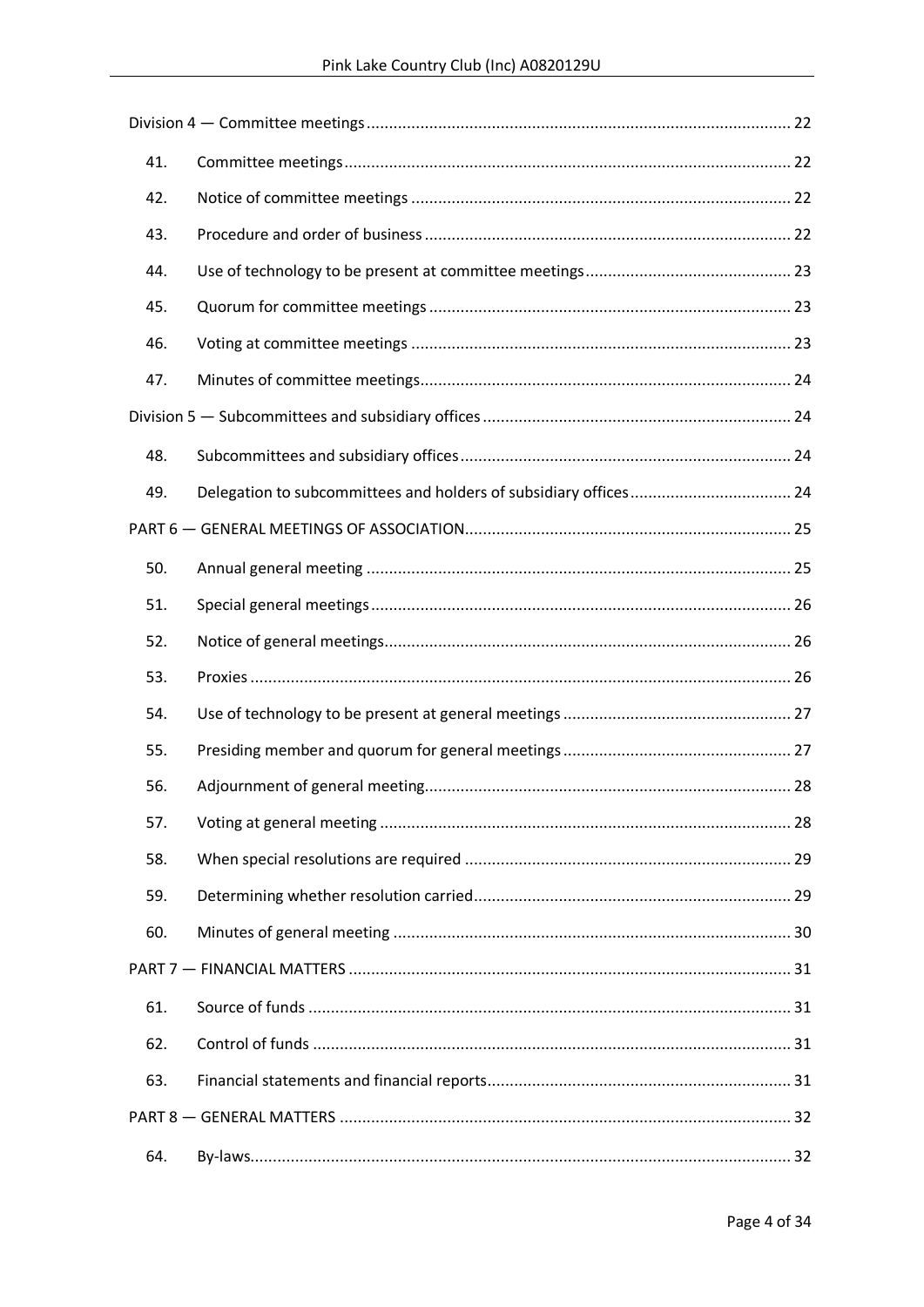| | | |
|---|---|---|
| Division 4 — Committee meetings | | 22 |
| 41. | Committee meetings | 22 |
| 42. | Notice of committee meetings | 22 |
| 43. | Procedure and order of business | 22 |
| 44. | Use of technology to be present at committee meetings | 23 |
| 45. | Quorum for committee meetings | 23 |
| 46. | Voting at committee meetings | 23 |
| 47. | Minutes of committee meetings | 24 |
| Division 5 — Subcommittees and subsidiary offices | | 24 |
| 48. | Subcommittees and subsidiary offices | 24 |
| 49. | Delegation to subcommittees and holders of subsidiary offices | 24 |
| PART 6 — GENERAL MEETINGS OF ASSOCIATION | | 25 |
| 50. | Annual general meeting | 25 |
| 51. | Special general meetings | 26 |
| 52. | Notice of general meetings | 26 |
| 53. | Proxies | 26 |
| 54. | Use of technology to be present at general meetings | 27 |
| 55. | Presiding member and quorum for general meetings | 27 |
| 56. | Adjournment of general meeting | 28 |
| 57. | Voting at general meeting | 28 |
| 58. | When special resolutions are required | 29 |
| 59. | Determining whether resolution carried | 29 |
| 60. | Minutes of general meeting | 30 |
| PART 7 — FINANCIAL MATTERS | | 31 |
| 61. | Source of funds | 31 |
| 62. | Control of funds | 31 |
| 63. | Financial statements and financial reports | 31 |
| PART 8 — GENERAL MATTERS | | 32 |
| 64. | By-laws | 32 |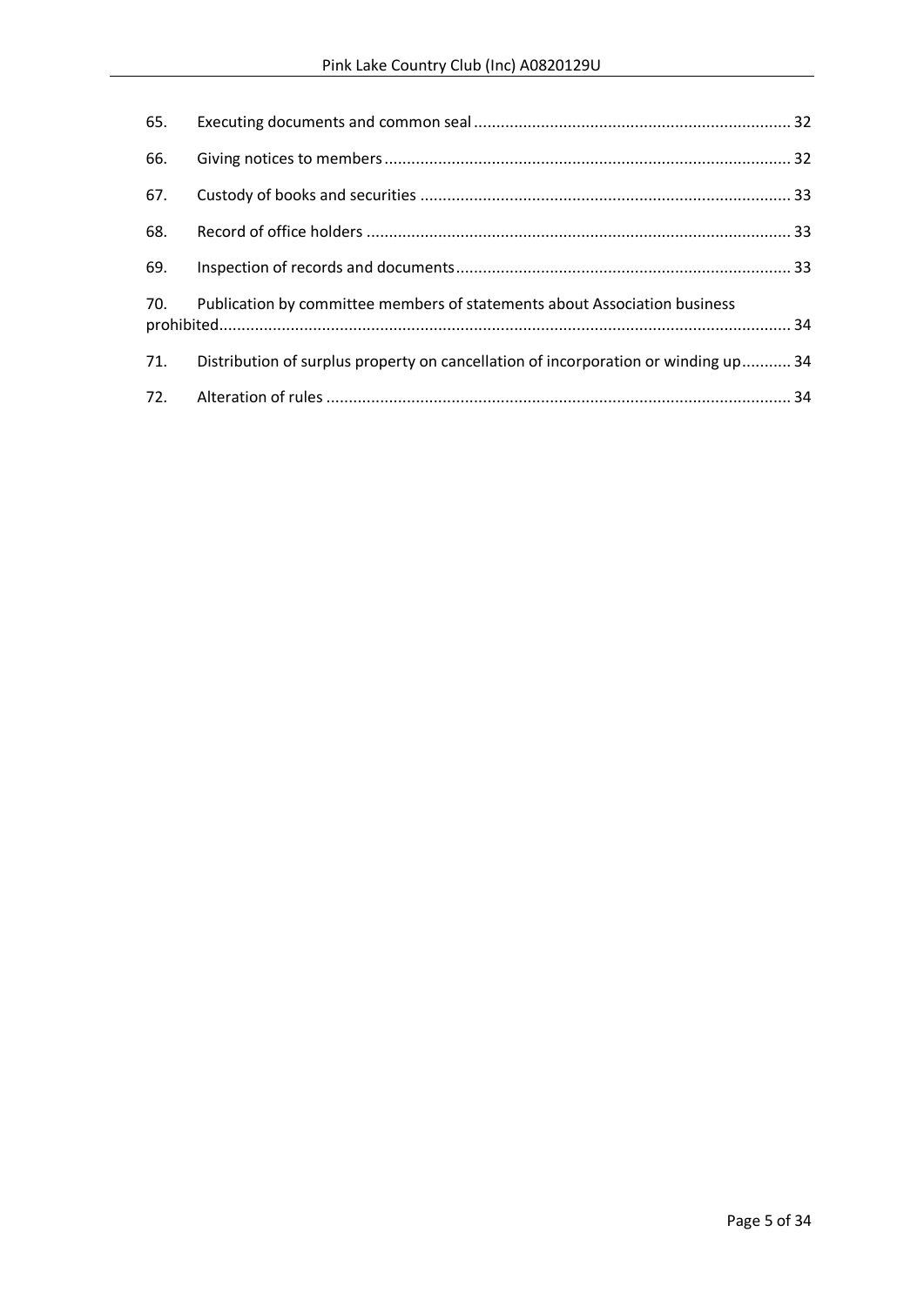| | | |
|---|---|---|
| 65. | Executing documents and common seal | 32 |
| 66. | Giving notices to members | 32 |
| 67. | Custody of books and securities | 33 |
| 68. | Record of office holders | 33 |
| 69. | Inspection of records and documents | 33 |
| 70. | Publication by committee members of statements about Association business prohibited | 34 |
| 71. | Distribution of surplus property on cancellation of incorporation or winding up | 34 |
| 72. | Alteration of rules | 34 |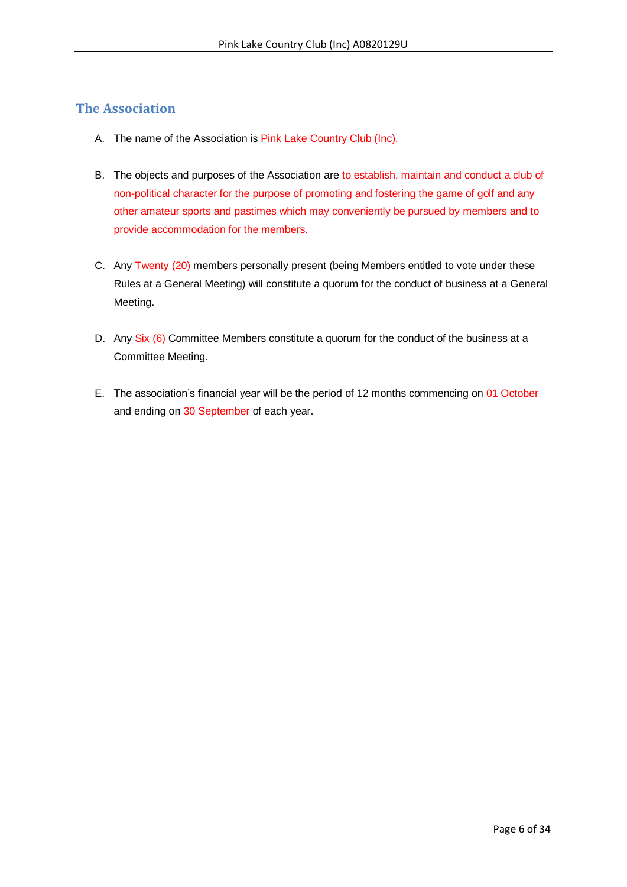## The Association

A. The name of the Association is Pink Lake Country Club (Inc).

B. The objects and purposes of the Association are to establish, maintain and conduct a club of non-political character for the purpose of promoting and fostering the game of golf and any other amateur sports and pastimes which may conveniently be pursued by members and to provide accommodation for the members.

C. Any Twenty (20) members personally present (being Members entitled to vote under these Rules at a General Meeting) will constitute a quorum for the conduct of business at a General Meeting**.**

D. Any Six (6) Committee Members constitute a quorum for the conduct of the business at a Committee Meeting.

E. The association's financial year will be the period of 12 months commencing on 01 October and ending on 30 September of each year.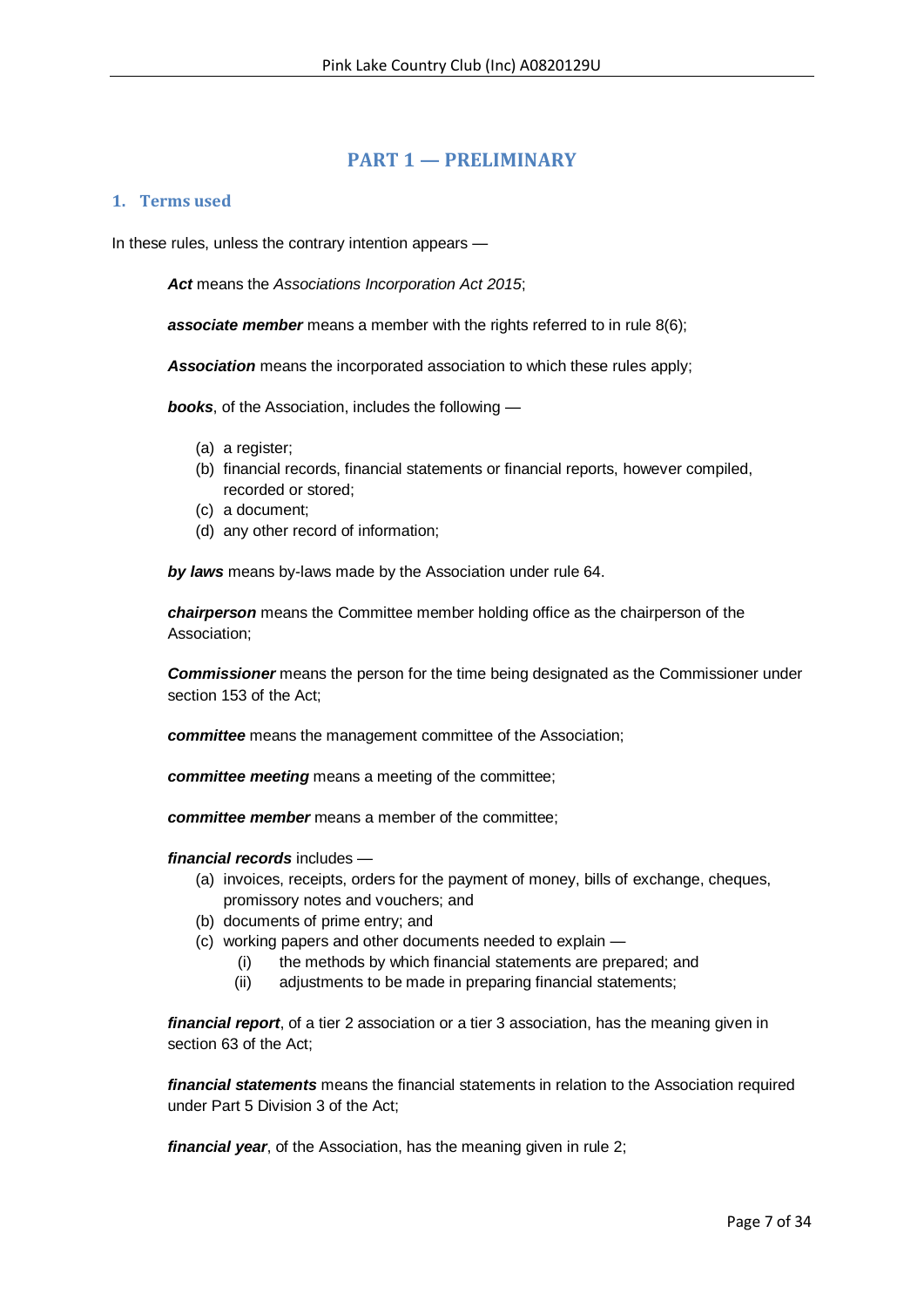# PART 1 — PRELIMINARY

## 1. Terms used

In these rules, unless the contrary intention appears —

***Act*** means the *Associations Incorporation Act 2015*;

***associate member*** means a member with the rights referred to in rule 8(6);

***Association*** means the incorporated association to which these rules apply;

***books***, of the Association, includes the following —

- (a) a register;
- (b) financial records, financial statements or financial reports, however compiled, recorded or stored;
- (c) a document;
- (d) any other record of information;

***by laws*** means by-laws made by the Association under rule 64.

***chairperson*** means the Committee member holding office as the chairperson of the Association;

***Commissioner*** means the person for the time being designated as the Commissioner under section 153 of the Act;

***committee*** means the management committee of the Association;

***committee meeting*** means a meeting of the committee;

***committee member*** means a member of the committee;

***financial records*** includes —

- (a) invoices, receipts, orders for the payment of money, bills of exchange, cheques, promissory notes and vouchers; and
- (b) documents of prime entry; and
- (c) working papers and other documents needed to explain —
  - (i) the methods by which financial statements are prepared; and
  - (ii) adjustments to be made in preparing financial statements;

***financial report***, of a tier 2 association or a tier 3 association, has the meaning given in section 63 of the Act;

***financial statements*** means the financial statements in relation to the Association required under Part 5 Division 3 of the Act;

***financial year***, of the Association, has the meaning given in rule 2;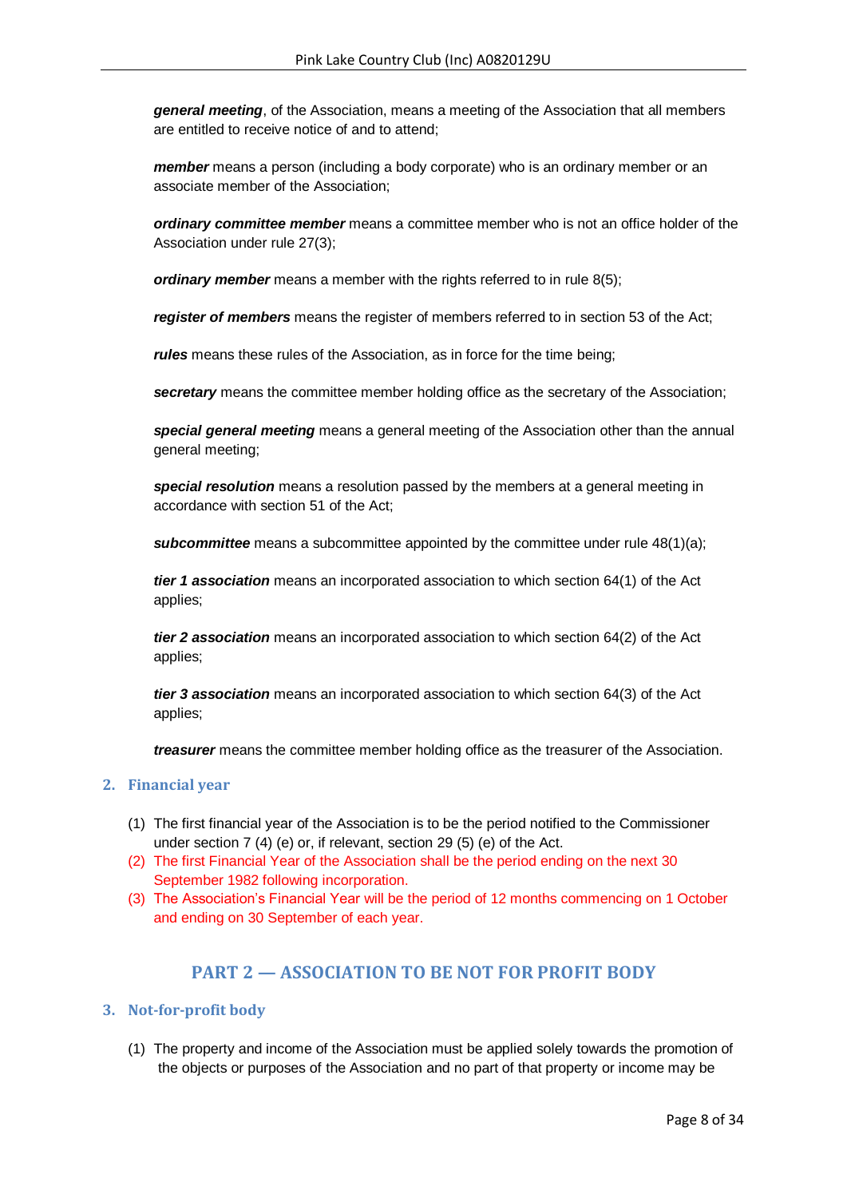***general meeting***, of the Association, means a meeting of the Association that all members are entitled to receive notice of and to attend;

***member*** means a person (including a body corporate) who is an ordinary member or an associate member of the Association;

***ordinary committee member*** means a committee member who is not an office holder of the Association under rule 27(3);

***ordinary member*** means a member with the rights referred to in rule 8(5);

***register of members*** means the register of members referred to in section 53 of the Act;

***rules*** means these rules of the Association, as in force for the time being;

***secretary*** means the committee member holding office as the secretary of the Association;

***special general meeting*** means a general meeting of the Association other than the annual general meeting;

***special resolution*** means a resolution passed by the members at a general meeting in accordance with section 51 of the Act;

***subcommittee*** means a subcommittee appointed by the committee under rule 48(1)(a);

***tier 1 association*** means an incorporated association to which section 64(1) of the Act applies;

***tier 2 association*** means an incorporated association to which section 64(2) of the Act applies;

***tier 3 association*** means an incorporated association to which section 64(3) of the Act applies;

***treasurer*** means the committee member holding office as the treasurer of the Association.

## 2. Financial year

(1) The first financial year of the Association is to be the period notified to the Commissioner under section 7 (4) (e) or, if relevant, section 29 (5) (e) of the Act.

(2) The first Financial Year of the Association shall be the period ending on the next 30 September 1982 following incorporation.

(3) The Association's Financial Year will be the period of 12 months commencing on 1 October and ending on 30 September of each year.

# PART 2 — ASSOCIATION TO BE NOT FOR PROFIT BODY

## 3. Not-for-profit body

(1) The property and income of the Association must be applied solely towards the promotion of the objects or purposes of the Association and no part of that property or income may be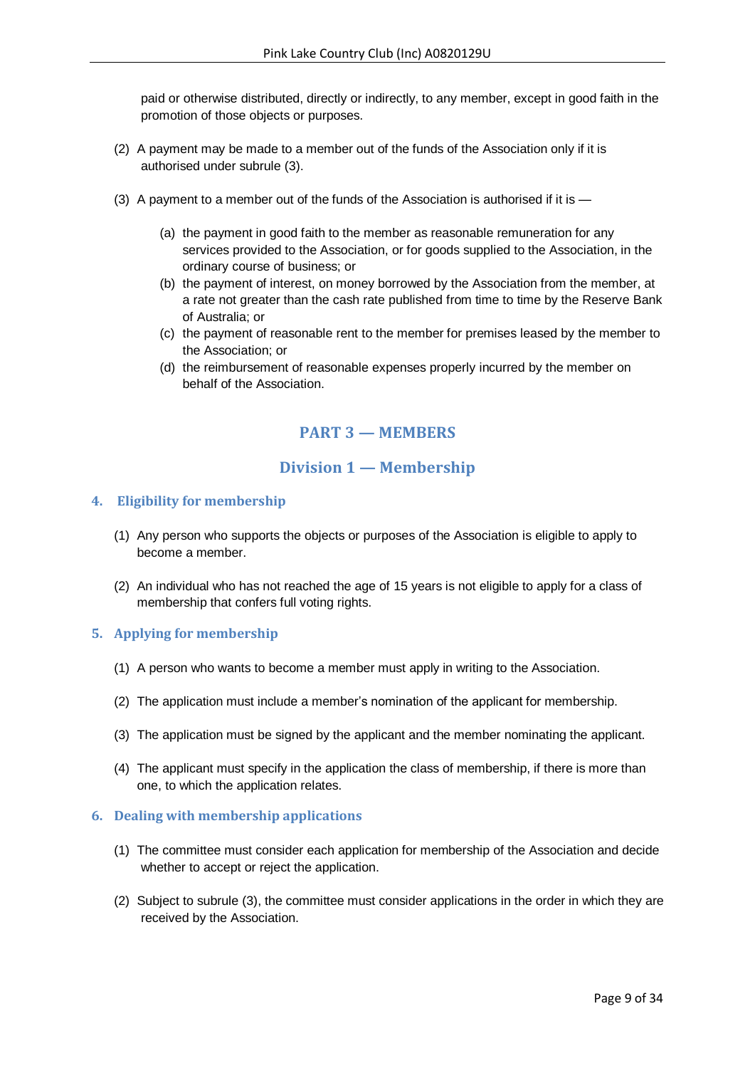paid or otherwise distributed, directly or indirectly, to any member, except in good faith in the promotion of those objects or purposes.

(2) A payment may be made to a member out of the funds of the Association only if it is authorised under subrule (3).

(3) A payment to a member out of the funds of the Association is authorised if it is —

- (a) the payment in good faith to the member as reasonable remuneration for any services provided to the Association, or for goods supplied to the Association, in the ordinary course of business; or
- (b) the payment of interest, on money borrowed by the Association from the member, at a rate not greater than the cash rate published from time to time by the Reserve Bank of Australia; or
- (c) the payment of reasonable rent to the member for premises leased by the member to the Association; or
- (d) the reimbursement of reasonable expenses properly incurred by the member on behalf of the Association.

# PART 3 — MEMBERS

## Division 1 — Membership

### 4. Eligibility for membership

(1) Any person who supports the objects or purposes of the Association is eligible to apply to become a member.

(2) An individual who has not reached the age of 15 years is not eligible to apply for a class of membership that confers full voting rights.

### 5. Applying for membership

(1) A person who wants to become a member must apply in writing to the Association.

(2) The application must include a member's nomination of the applicant for membership.

(3) The application must be signed by the applicant and the member nominating the applicant.

(4) The applicant must specify in the application the class of membership, if there is more than one, to which the application relates.

### 6. Dealing with membership applications

(1) The committee must consider each application for membership of the Association and decide whether to accept or reject the application.

(2) Subject to subrule (3), the committee must consider applications in the order in which they are received by the Association.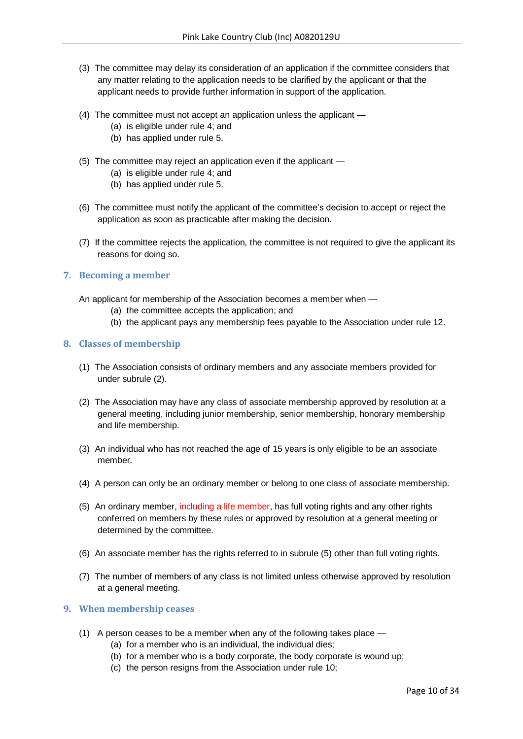(3) The committee may delay its consideration of an application if the committee considers that any matter relating to the application needs to be clarified by the applicant or that the applicant needs to provide further information in support of the application.

(4) The committee must not accept an application unless the applicant —
   (a) is eligible under rule 4; and
   (b) has applied under rule 5.

(5) The committee may reject an application even if the applicant —
   (a) is eligible under rule 4; and
   (b) has applied under rule 5.

(6) The committee must notify the applicant of the committee's decision to accept or reject the application as soon as practicable after making the decision.

(7) If the committee rejects the application, the committee is not required to give the applicant its reasons for doing so.

## 7. Becoming a member

An applicant for membership of the Association becomes a member when —
   (a) the committee accepts the application; and
   (b) the applicant pays any membership fees payable to the Association under rule 12.

## 8. Classes of membership

(1) The Association consists of ordinary members and any associate members provided for under subrule (2).

(2) The Association may have any class of associate membership approved by resolution at a general meeting, including junior membership, senior membership, honorary membership and life membership.

(3) An individual who has not reached the age of 15 years is only eligible to be an associate member.

(4) A person can only be an ordinary member or belong to one class of associate membership.

(5) An ordinary member, including a life member, has full voting rights and any other rights conferred on members by these rules or approved by resolution at a general meeting or determined by the committee.

(6) An associate member has the rights referred to in subrule (5) other than full voting rights.

(7) The number of members of any class is not limited unless otherwise approved by resolution at a general meeting.

## 9. When membership ceases

(1) A person ceases to be a member when any of the following takes place —
   (a) for a member who is an individual, the individual dies;
   (b) for a member who is a body corporate, the body corporate is wound up;
   (c) the person resigns from the Association under rule 10;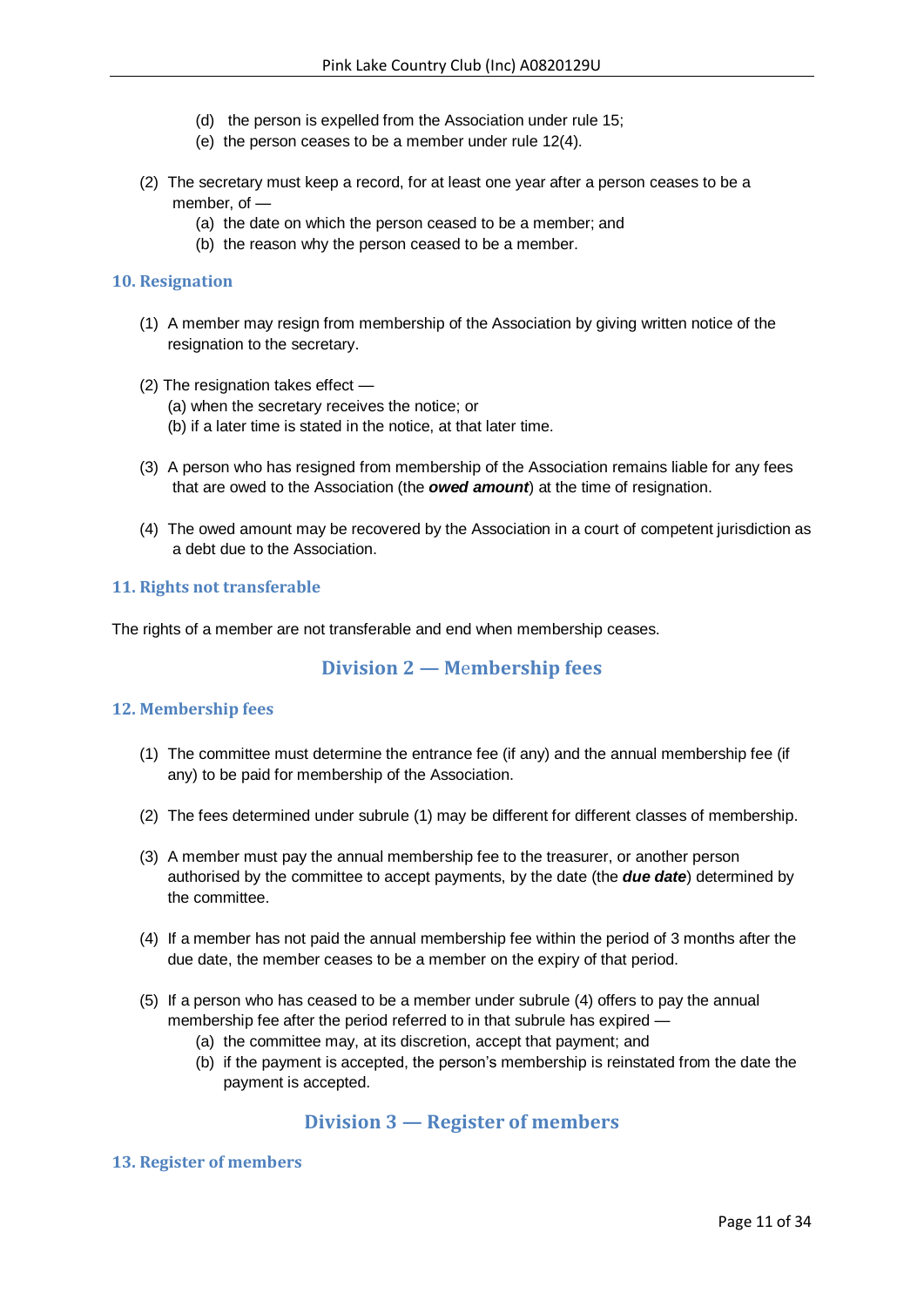(d) the person is expelled from the Association under rule 15;
   (e) the person ceases to be a member under rule 12(4).

(2) The secretary must keep a record, for at least one year after a person ceases to be a member, of —
   (a) the date on which the person ceased to be a member; and
   (b) the reason why the person ceased to be a member.

### 10. Resignation

(1) A member may resign from membership of the Association by giving written notice of the resignation to the secretary.

(2) The resignation takes effect —
   (a) when the secretary receives the notice; or
   (b) if a later time is stated in the notice, at that later time.

(3) A person who has resigned from membership of the Association remains liable for any fees that are owed to the Association (the ***owed amount***) at the time of resignation.

(4) The owed amount may be recovered by the Association in a court of competent jurisdiction as a debt due to the Association.

### 11. Rights not transferable

The rights of a member are not transferable and end when membership ceases.

## Division 2 — Membership fees

### 12. Membership fees

(1) The committee must determine the entrance fee (if any) and the annual membership fee (if any) to be paid for membership of the Association.

(2) The fees determined under subrule (1) may be different for different classes of membership.

(3) A member must pay the annual membership fee to the treasurer, or another person authorised by the committee to accept payments, by the date (the ***due date***) determined by the committee.

(4) If a member has not paid the annual membership fee within the period of 3 months after the due date, the member ceases to be a member on the expiry of that period.

(5) If a person who has ceased to be a member under subrule (4) offers to pay the annual membership fee after the period referred to in that subrule has expired —
   (a) the committee may, at its discretion, accept that payment; and
   (b) if the payment is accepted, the person's membership is reinstated from the date the payment is accepted.

## Division 3 — Register of members

### 13. Register of members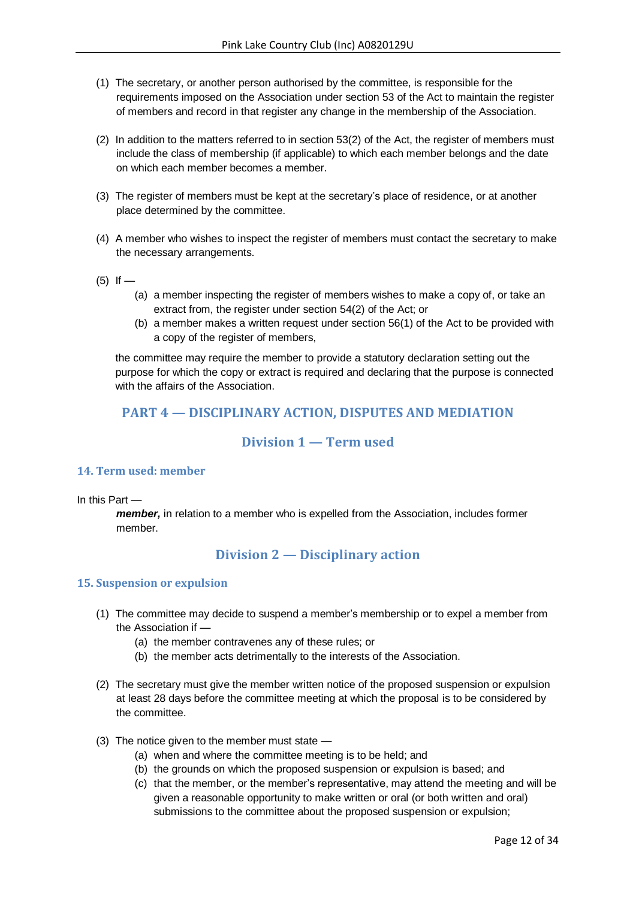(1) The secretary, or another person authorised by the committee, is responsible for the requirements imposed on the Association under section 53 of the Act to maintain the register of members and record in that register any change in the membership of the Association.

(2) In addition to the matters referred to in section 53(2) of the Act, the register of members must include the class of membership (if applicable) to which each member belongs and the date on which each member becomes a member.

(3) The register of members must be kept at the secretary's place of residence, or at another place determined by the committee.

(4) A member who wishes to inspect the register of members must contact the secretary to make the necessary arrangements.

(5) If —

- (a) a member inspecting the register of members wishes to make a copy of, or take an extract from, the register under section 54(2) of the Act; or
- (b) a member makes a written request under section 56(1) of the Act to be provided with a copy of the register of members,

the committee may require the member to provide a statutory declaration setting out the purpose for which the copy or extract is required and declaring that the purpose is connected with the affairs of the Association.

## PART 4 — DISCIPLINARY ACTION, DISPUTES AND MEDIATION

## Division 1 — Term used

### 14. Term used: member

In this Part —

***member,*** in relation to a member who is expelled from the Association, includes former member.

## Division 2 — Disciplinary action

### 15. Suspension or expulsion

(1) The committee may decide to suspend a member's membership or to expel a member from the Association if —

- (a) the member contravenes any of these rules; or
- (b) the member acts detrimentally to the interests of the Association.

(2) The secretary must give the member written notice of the proposed suspension or expulsion at least 28 days before the committee meeting at which the proposal is to be considered by the committee.

(3) The notice given to the member must state —

- (a) when and where the committee meeting is to be held; and
- (b) the grounds on which the proposed suspension or expulsion is based; and
- (c) that the member, or the member's representative, may attend the meeting and will be given a reasonable opportunity to make written or oral (or both written and oral) submissions to the committee about the proposed suspension or expulsion;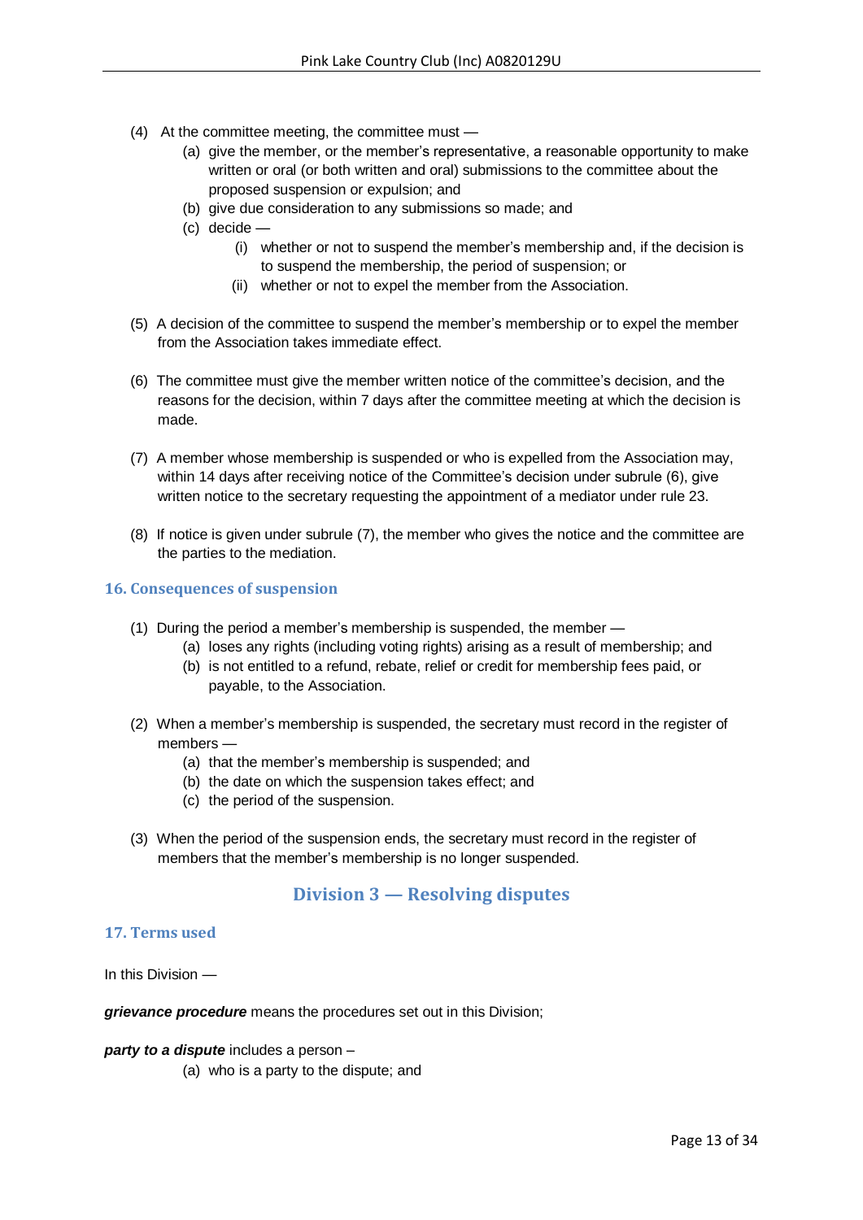(4) At the committee meeting, the committee must —

  (a) give the member, or the member's representative, a reasonable opportunity to make written or oral (or both written and oral) submissions to the committee about the proposed suspension or expulsion; and

  (b) give due consideration to any submissions so made; and

  (c) decide —

    (i) whether or not to suspend the member's membership and, if the decision is to suspend the membership, the period of suspension; or

    (ii) whether or not to expel the member from the Association.

(5) A decision of the committee to suspend the member's membership or to expel the member from the Association takes immediate effect.

(6) The committee must give the member written notice of the committee's decision, and the reasons for the decision, within 7 days after the committee meeting at which the decision is made.

(7) A member whose membership is suspended or who is expelled from the Association may, within 14 days after receiving notice of the Committee's decision under subrule (6), give written notice to the secretary requesting the appointment of a mediator under rule 23.

(8) If notice is given under subrule (7), the member who gives the notice and the committee are the parties to the mediation.

### 16. Consequences of suspension

(1) During the period a member's membership is suspended, the member —

  (a) loses any rights (including voting rights) arising as a result of membership; and

  (b) is not entitled to a refund, rebate, relief or credit for membership fees paid, or payable, to the Association.

(2) When a member's membership is suspended, the secretary must record in the register of members —

  (a) that the member's membership is suspended; and

  (b) the date on which the suspension takes effect; and

  (c) the period of the suspension.

(3) When the period of the suspension ends, the secretary must record in the register of members that the member's membership is no longer suspended.

## Division 3 — Resolving disputes

### 17. Terms used

In this Division —

***grievance procedure*** means the procedures set out in this Division;

***party to a dispute*** includes a person –

  (a) who is a party to the dispute; and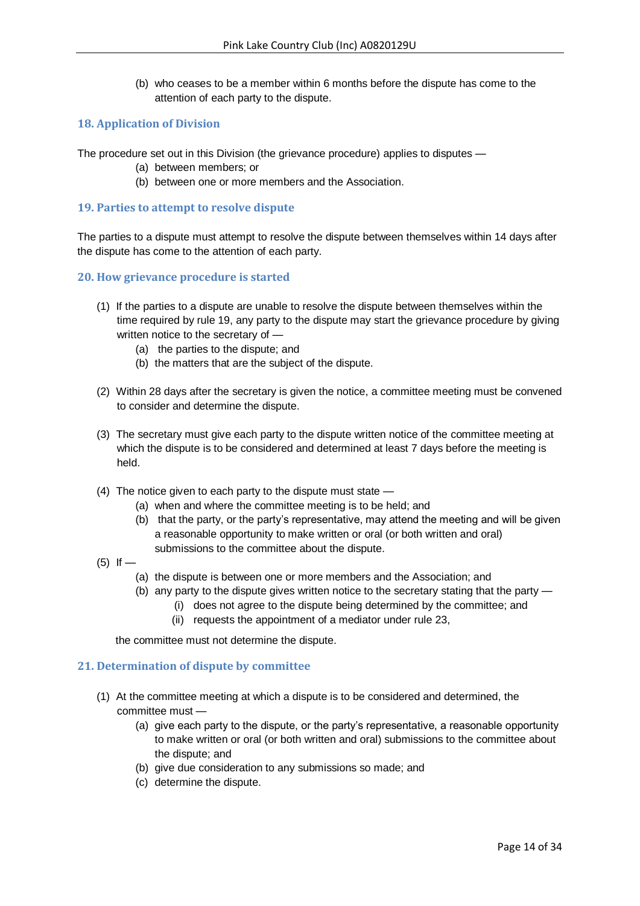(b) who ceases to be a member within 6 months before the dispute has come to the attention of each party to the dispute.

### 18. Application of Division

The procedure set out in this Division (the grievance procedure) applies to disputes —

(a) between members; or
(b) between one or more members and the Association.

### 19. Parties to attempt to resolve dispute

The parties to a dispute must attempt to resolve the dispute between themselves within 14 days after the dispute has come to the attention of each party.

### 20. How grievance procedure is started

(1) If the parties to a dispute are unable to resolve the dispute between themselves within the time required by rule 19, any party to the dispute may start the grievance procedure by giving written notice to the secretary of —
  (a) the parties to the dispute; and
  (b) the matters that are the subject of the dispute.

(2) Within 28 days after the secretary is given the notice, a committee meeting must be convened to consider and determine the dispute.

(3) The secretary must give each party to the dispute written notice of the committee meeting at which the dispute is to be considered and determined at least 7 days before the meeting is held.

(4) The notice given to each party to the dispute must state —
  (a) when and where the committee meeting is to be held; and
  (b) that the party, or the party's representative, may attend the meeting and will be given a reasonable opportunity to make written or oral (or both written and oral) submissions to the committee about the dispute.

(5) If —
  (a) the dispute is between one or more members and the Association; and
  (b) any party to the dispute gives written notice to the secretary stating that the party —
    (i) does not agree to the dispute being determined by the committee; and
    (ii) requests the appointment of a mediator under rule 23,

  the committee must not determine the dispute.

### 21. Determination of dispute by committee

(1) At the committee meeting at which a dispute is to be considered and determined, the committee must —
  (a) give each party to the dispute, or the party's representative, a reasonable opportunity to make written or oral (or both written and oral) submissions to the committee about the dispute; and
  (b) give due consideration to any submissions so made; and
  (c) determine the dispute.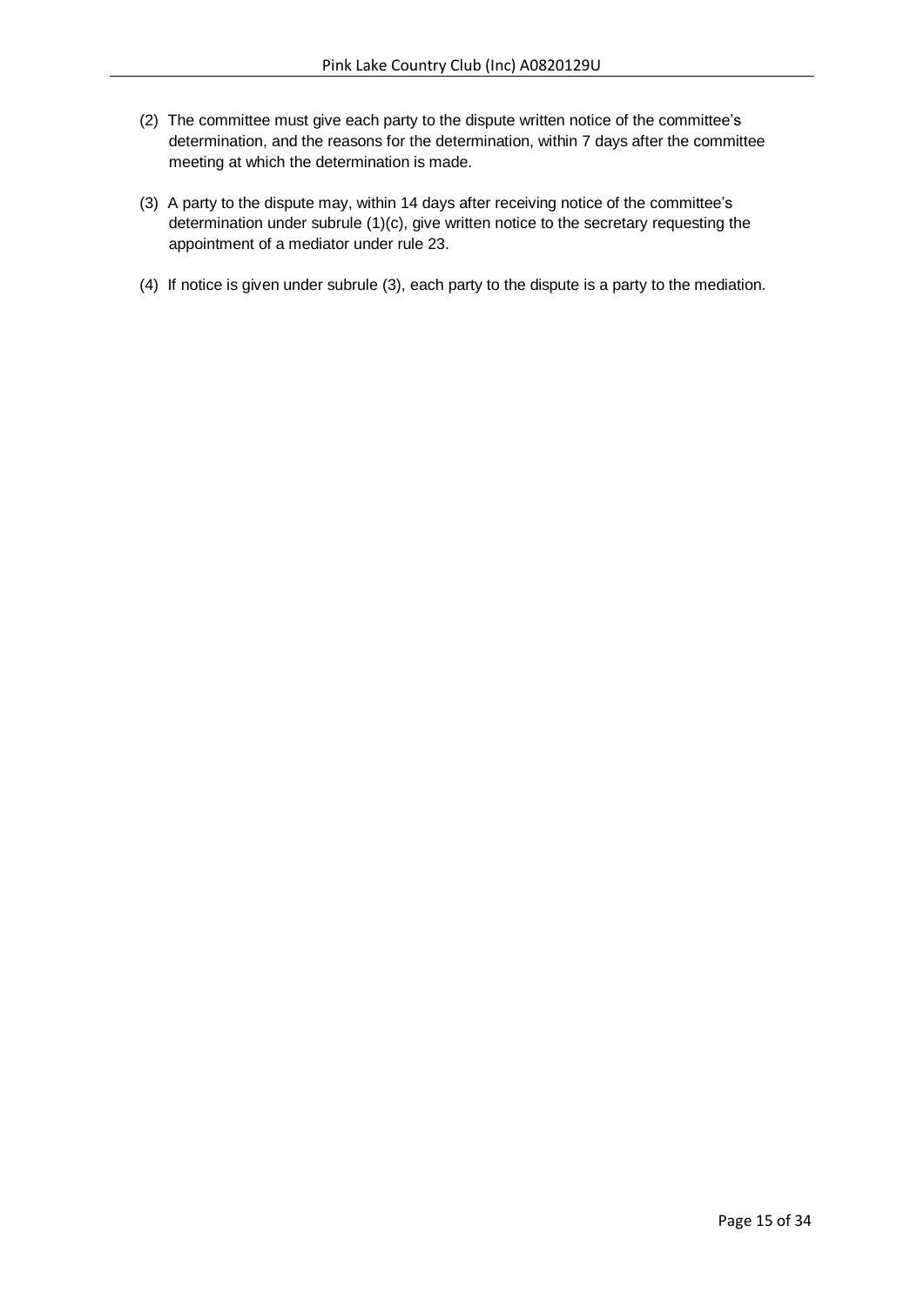(2) The committee must give each party to the dispute written notice of the committee's determination, and the reasons for the determination, within 7 days after the committee meeting at which the determination is made.

(3) A party to the dispute may, within 14 days after receiving notice of the committee's determination under subrule (1)(c), give written notice to the secretary requesting the appointment of a mediator under rule 23.

(4) If notice is given under subrule (3), each party to the dispute is a party to the mediation.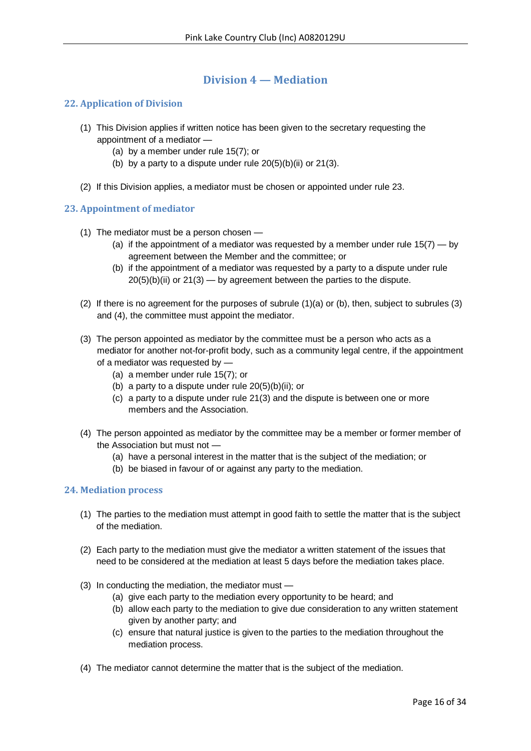# Division 4 — Mediation

## 22. Application of Division

(1) This Division applies if written notice has been given to the secretary requesting the appointment of a mediator —
  - (a) by a member under rule 15(7); or
  - (b) by a party to a dispute under rule 20(5)(b)(ii) or 21(3).

(2) If this Division applies, a mediator must be chosen or appointed under rule 23.

## 23. Appointment of mediator

(1) The mediator must be a person chosen —
  - (a) if the appointment of a mediator was requested by a member under rule 15(7) — by agreement between the Member and the committee; or
  - (b) if the appointment of a mediator was requested by a party to a dispute under rule 20(5)(b)(ii) or 21(3) — by agreement between the parties to the dispute.

(2) If there is no agreement for the purposes of subrule (1)(a) or (b), then, subject to subrules (3) and (4), the committee must appoint the mediator.

(3) The person appointed as mediator by the committee must be a person who acts as a mediator for another not-for-profit body, such as a community legal centre, if the appointment of a mediator was requested by —
  - (a) a member under rule 15(7); or
  - (b) a party to a dispute under rule 20(5)(b)(ii); or
  - (c) a party to a dispute under rule 21(3) and the dispute is between one or more members and the Association.

(4) The person appointed as mediator by the committee may be a member or former member of the Association but must not —
  - (a) have a personal interest in the matter that is the subject of the mediation; or
  - (b) be biased in favour of or against any party to the mediation.

## 24. Mediation process

(1) The parties to the mediation must attempt in good faith to settle the matter that is the subject of the mediation.

(2) Each party to the mediation must give the mediator a written statement of the issues that need to be considered at the mediation at least 5 days before the mediation takes place.

(3) In conducting the mediation, the mediator must —
  - (a) give each party to the mediation every opportunity to be heard; and
  - (b) allow each party to the mediation to give due consideration to any written statement given by another party; and
  - (c) ensure that natural justice is given to the parties to the mediation throughout the mediation process.

(4) The mediator cannot determine the matter that is the subject of the mediation.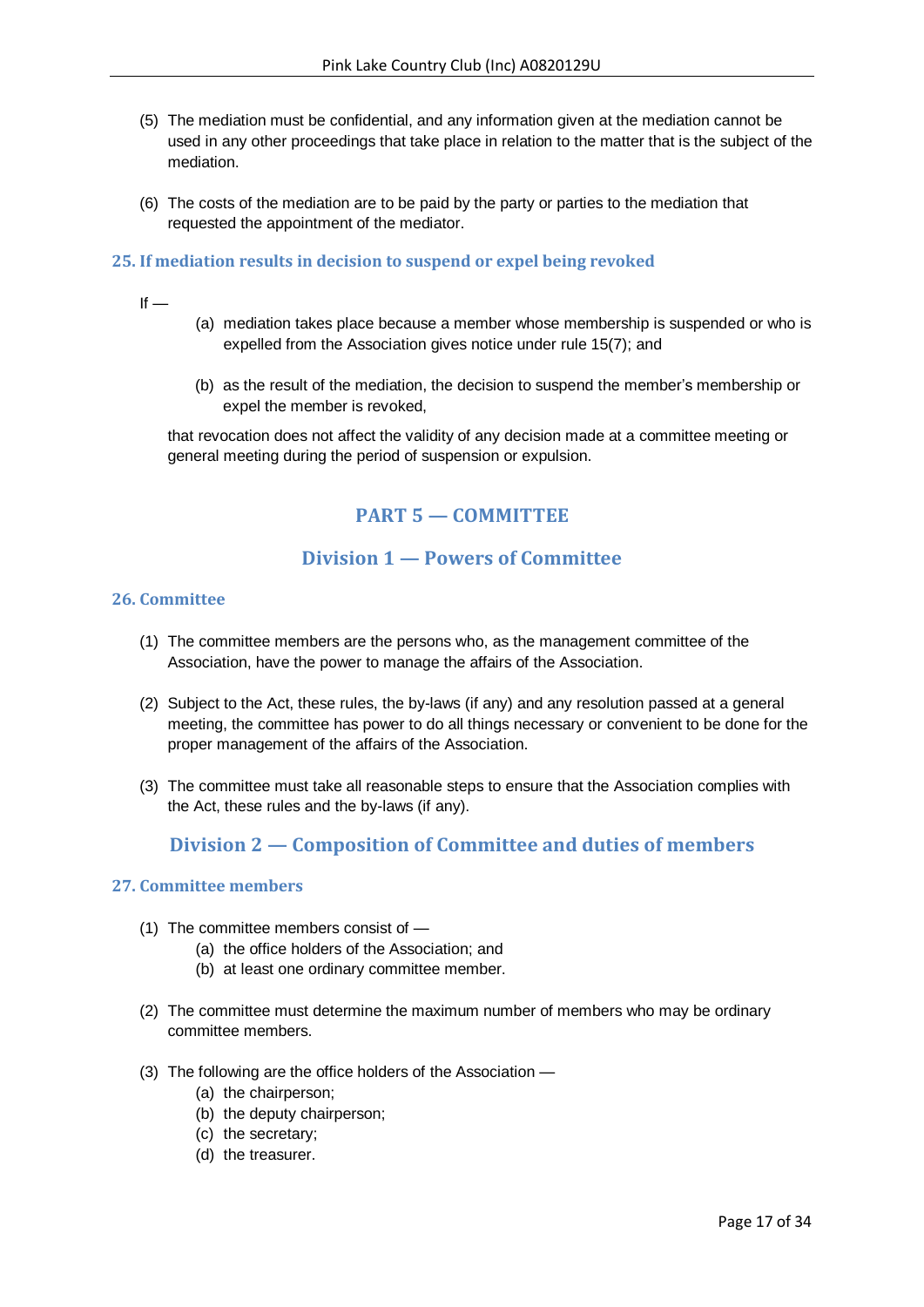(5) The mediation must be confidential, and any information given at the mediation cannot be used in any other proceedings that take place in relation to the matter that is the subject of the mediation.

(6) The costs of the mediation are to be paid by the party or parties to the mediation that requested the appointment of the mediator.

### 25. If mediation results in decision to suspend or expel being revoked

If —

(a) mediation takes place because a member whose membership is suspended or who is expelled from the Association gives notice under rule 15(7); and

(b) as the result of the mediation, the decision to suspend the member's membership or expel the member is revoked,

that revocation does not affect the validity of any decision made at a committee meeting or general meeting during the period of suspension or expulsion.

# PART 5 — COMMITTEE

## Division 1 — Powers of Committee

### 26. Committee

(1) The committee members are the persons who, as the management committee of the Association, have the power to manage the affairs of the Association.

(2) Subject to the Act, these rules, the by-laws (if any) and any resolution passed at a general meeting, the committee has power to do all things necessary or convenient to be done for the proper management of the affairs of the Association.

(3) The committee must take all reasonable steps to ensure that the Association complies with the Act, these rules and the by-laws (if any).

## Division 2 — Composition of Committee and duties of members

### 27. Committee members

(1) The committee members consist of —
  (a) the office holders of the Association; and
  (b) at least one ordinary committee member.

(2) The committee must determine the maximum number of members who may be ordinary committee members.

(3) The following are the office holders of the Association —
  (a) the chairperson;
  (b) the deputy chairperson;
  (c) the secretary;
  (d) the treasurer.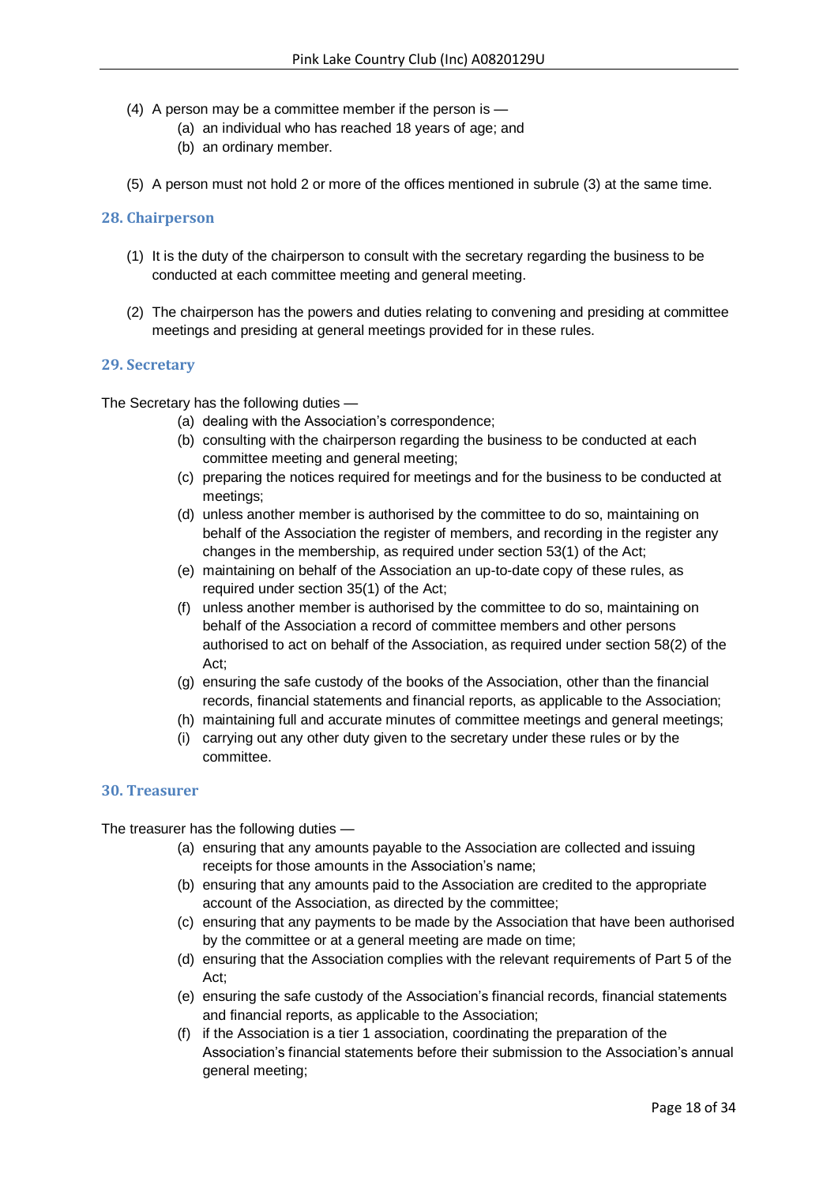(4) A person may be a committee member if the person is —
  (a) an individual who has reached 18 years of age; and
  (b) an ordinary member.

(5) A person must not hold 2 or more of the offices mentioned in subrule (3) at the same time.

## 28. Chairperson

(1) It is the duty of the chairperson to consult with the secretary regarding the business to be conducted at each committee meeting and general meeting.

(2) The chairperson has the powers and duties relating to convening and presiding at committee meetings and presiding at general meetings provided for in these rules.

## 29. Secretary

The Secretary has the following duties —

(a) dealing with the Association's correspondence;
(b) consulting with the chairperson regarding the business to be conducted at each committee meeting and general meeting;
(c) preparing the notices required for meetings and for the business to be conducted at meetings;
(d) unless another member is authorised by the committee to do so, maintaining on behalf of the Association the register of members, and recording in the register any changes in the membership, as required under section 53(1) of the Act;
(e) maintaining on behalf of the Association an up-to-date copy of these rules, as required under section 35(1) of the Act;
(f) unless another member is authorised by the committee to do so, maintaining on behalf of the Association a record of committee members and other persons authorised to act on behalf of the Association, as required under section 58(2) of the Act;
(g) ensuring the safe custody of the books of the Association, other than the financial records, financial statements and financial reports, as applicable to the Association;
(h) maintaining full and accurate minutes of committee meetings and general meetings;
(i) carrying out any other duty given to the secretary under these rules or by the committee.

## 30. Treasurer

The treasurer has the following duties —

(a) ensuring that any amounts payable to the Association are collected and issuing receipts for those amounts in the Association's name;
(b) ensuring that any amounts paid to the Association are credited to the appropriate account of the Association, as directed by the committee;
(c) ensuring that any payments to be made by the Association that have been authorised by the committee or at a general meeting are made on time;
(d) ensuring that the Association complies with the relevant requirements of Part 5 of the Act;
(e) ensuring the safe custody of the Association's financial records, financial statements and financial reports, as applicable to the Association;
(f) if the Association is a tier 1 association, coordinating the preparation of the Association's financial statements before their submission to the Association's annual general meeting;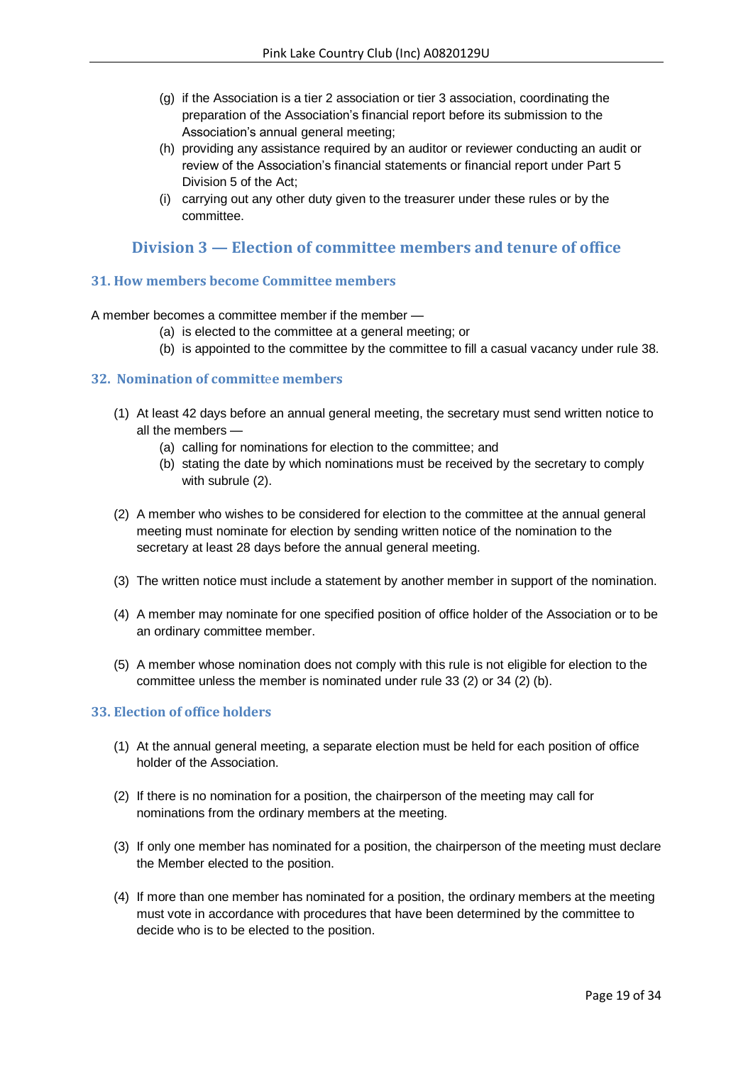(g) if the Association is a tier 2 association or tier 3 association, coordinating the preparation of the Association's financial report before its submission to the Association's annual general meeting;

(h) providing any assistance required by an auditor or reviewer conducting an audit or review of the Association's financial statements or financial report under Part 5 Division 5 of the Act;

(i) carrying out any other duty given to the treasurer under these rules or by the committee.

## Division 3 — Election of committee members and tenure of office

### 31. How members become Committee members

A member becomes a committee member if the member —

(a) is elected to the committee at a general meeting; or

(b) is appointed to the committee by the committee to fill a casual vacancy under rule 38.

### 32. Nomination of committee members

(1) At least 42 days before an annual general meeting, the secretary must send written notice to all the members —

(a) calling for nominations for election to the committee; and

(b) stating the date by which nominations must be received by the secretary to comply with subrule (2).

(2) A member who wishes to be considered for election to the committee at the annual general meeting must nominate for election by sending written notice of the nomination to the secretary at least 28 days before the annual general meeting.

(3) The written notice must include a statement by another member in support of the nomination.

(4) A member may nominate for one specified position of office holder of the Association or to be an ordinary committee member.

(5) A member whose nomination does not comply with this rule is not eligible for election to the committee unless the member is nominated under rule 33 (2) or 34 (2) (b).

### 33. Election of office holders

(1) At the annual general meeting, a separate election must be held for each position of office holder of the Association.

(2) If there is no nomination for a position, the chairperson of the meeting may call for nominations from the ordinary members at the meeting.

(3) If only one member has nominated for a position, the chairperson of the meeting must declare the Member elected to the position.

(4) If more than one member has nominated for a position, the ordinary members at the meeting must vote in accordance with procedures that have been determined by the committee to decide who is to be elected to the position.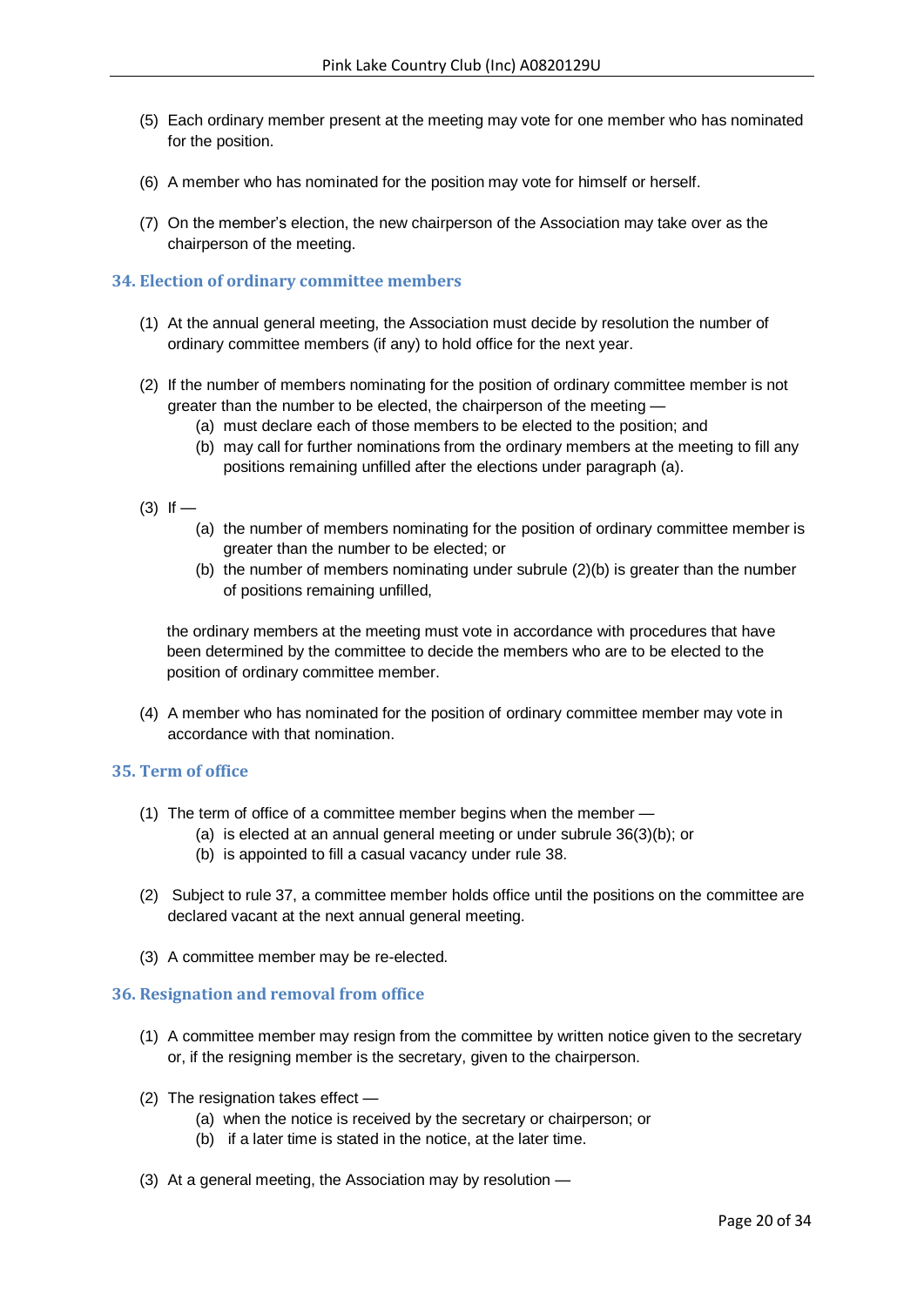(5) Each ordinary member present at the meeting may vote for one member who has nominated for the position.

(6) A member who has nominated for the position may vote for himself or herself.

(7) On the member's election, the new chairperson of the Association may take over as the chairperson of the meeting.

### 34. Election of ordinary committee members

(1) At the annual general meeting, the Association must decide by resolution the number of ordinary committee members (if any) to hold office for the next year.

(2) If the number of members nominating for the position of ordinary committee member is not greater than the number to be elected, the chairperson of the meeting —

- (a) must declare each of those members to be elected to the position; and
- (b) may call for further nominations from the ordinary members at the meeting to fill any positions remaining unfilled after the elections under paragraph (a).

(3) If —

- (a) the number of members nominating for the position of ordinary committee member is greater than the number to be elected; or
- (b) the number of members nominating under subrule (2)(b) is greater than the number of positions remaining unfilled,

the ordinary members at the meeting must vote in accordance with procedures that have been determined by the committee to decide the members who are to be elected to the position of ordinary committee member.

(4) A member who has nominated for the position of ordinary committee member may vote in accordance with that nomination.

### 35. Term of office

(1) The term of office of a committee member begins when the member —

- (a) is elected at an annual general meeting or under subrule 36(3)(b); or
- (b) is appointed to fill a casual vacancy under rule 38.

(2) Subject to rule 37, a committee member holds office until the positions on the committee are declared vacant at the next annual general meeting.

(3) A committee member may be re-elected.

### 36. Resignation and removal from office

(1) A committee member may resign from the committee by written notice given to the secretary or, if the resigning member is the secretary, given to the chairperson.

(2) The resignation takes effect —

- (a) when the notice is received by the secretary or chairperson; or
- (b) if a later time is stated in the notice, at the later time.

(3) At a general meeting, the Association may by resolution —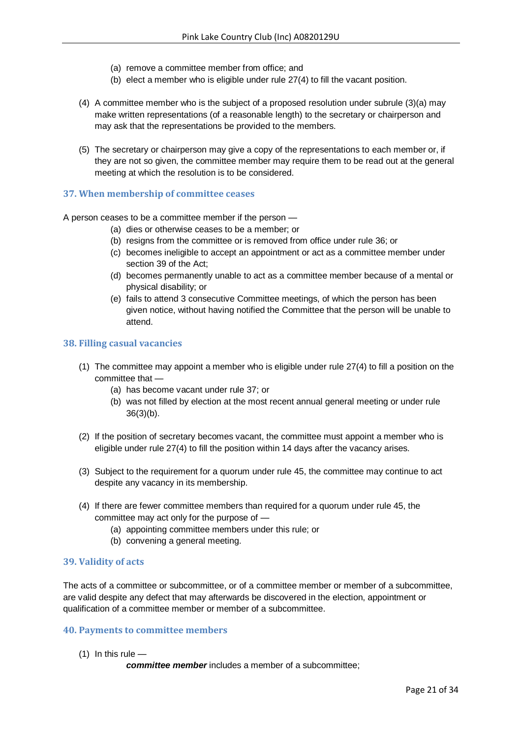(a) remove a committee member from office; and
(b) elect a member who is eligible under rule 27(4) to fill the vacant position.

(4) A committee member who is the subject of a proposed resolution under subrule (3)(a) may make written representations (of a reasonable length) to the secretary or chairperson and may ask that the representations be provided to the members.

(5) The secretary or chairperson may give a copy of the representations to each member or, if they are not so given, the committee member may require them to be read out at the general meeting at which the resolution is to be considered.

### 37. When membership of committee ceases

A person ceases to be a committee member if the person —

(a) dies or otherwise ceases to be a member; or
(b) resigns from the committee or is removed from office under rule 36; or
(c) becomes ineligible to accept an appointment or act as a committee member under section 39 of the Act;
(d) becomes permanently unable to act as a committee member because of a mental or physical disability; or
(e) fails to attend 3 consecutive Committee meetings, of which the person has been given notice, without having notified the Committee that the person will be unable to attend.

### 38. Filling casual vacancies

(1) The committee may appoint a member who is eligible under rule 27(4) to fill a position on the committee that —
   (a) has become vacant under rule 37; or
   (b) was not filled by election at the most recent annual general meeting or under rule 36(3)(b).

(2) If the position of secretary becomes vacant, the committee must appoint a member who is eligible under rule 27(4) to fill the position within 14 days after the vacancy arises.

(3) Subject to the requirement for a quorum under rule 45, the committee may continue to act despite any vacancy in its membership.

(4) If there are fewer committee members than required for a quorum under rule 45, the committee may act only for the purpose of —
   (a) appointing committee members under this rule; or
   (b) convening a general meeting.

### 39. Validity of acts

The acts of a committee or subcommittee, or of a committee member or member of a subcommittee, are valid despite any defect that may afterwards be discovered in the election, appointment or qualification of a committee member or member of a subcommittee.

### 40. Payments to committee members

(1) In this rule —

   ***committee member*** includes a member of a subcommittee;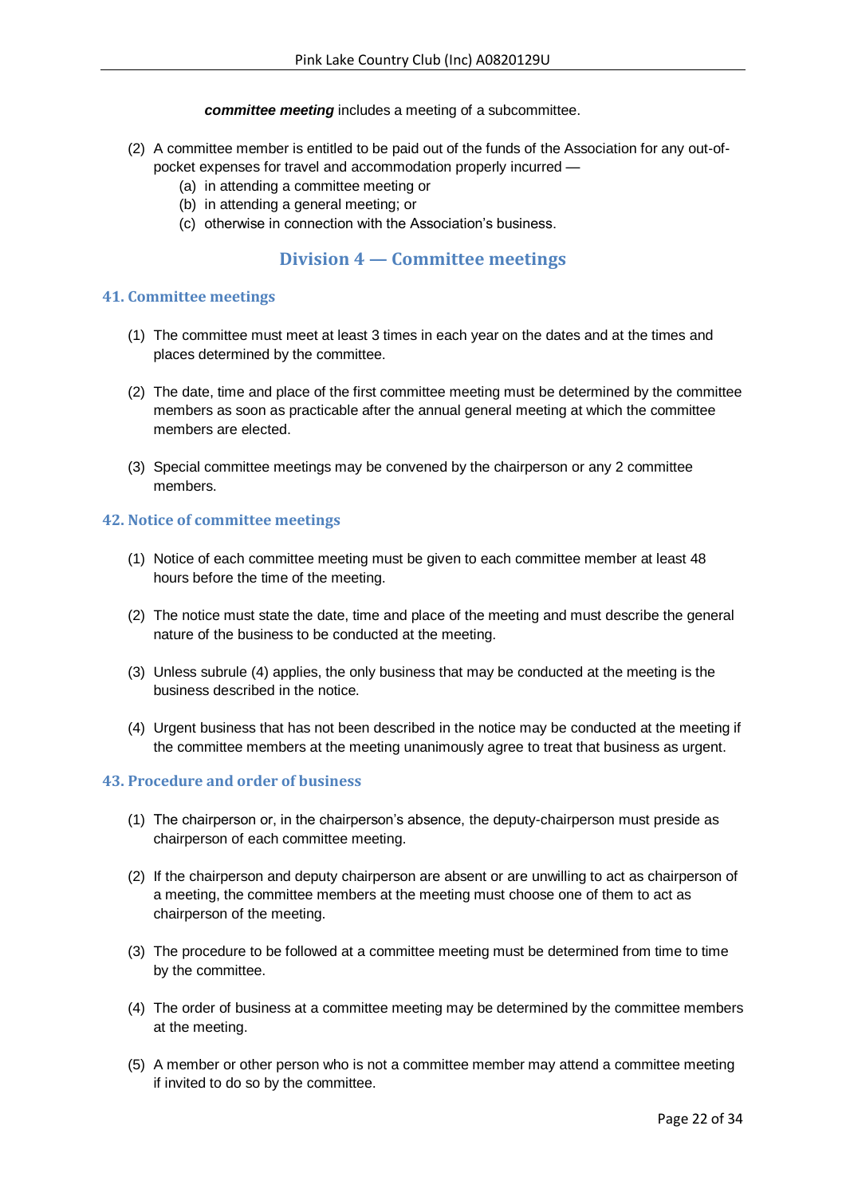***committee meeting*** includes a meeting of a subcommittee.

(2) A committee member is entitled to be paid out of the funds of the Association for any out-of-pocket expenses for travel and accommodation properly incurred —
  (a) in attending a committee meeting or
  (b) in attending a general meeting; or
  (c) otherwise in connection with the Association's business.

## Division 4 — Committee meetings

### 41. Committee meetings

(1) The committee must meet at least 3 times in each year on the dates and at the times and places determined by the committee.

(2) The date, time and place of the first committee meeting must be determined by the committee members as soon as practicable after the annual general meeting at which the committee members are elected.

(3) Special committee meetings may be convened by the chairperson or any 2 committee members.

### 42. Notice of committee meetings

(1) Notice of each committee meeting must be given to each committee member at least 48 hours before the time of the meeting.

(2) The notice must state the date, time and place of the meeting and must describe the general nature of the business to be conducted at the meeting.

(3) Unless subrule (4) applies, the only business that may be conducted at the meeting is the business described in the notice.

(4) Urgent business that has not been described in the notice may be conducted at the meeting if the committee members at the meeting unanimously agree to treat that business as urgent.

### 43. Procedure and order of business

(1) The chairperson or, in the chairperson's absence, the deputy-chairperson must preside as chairperson of each committee meeting.

(2) If the chairperson and deputy chairperson are absent or are unwilling to act as chairperson of a meeting, the committee members at the meeting must choose one of them to act as chairperson of the meeting.

(3) The procedure to be followed at a committee meeting must be determined from time to time by the committee.

(4) The order of business at a committee meeting may be determined by the committee members at the meeting.

(5) A member or other person who is not a committee member may attend a committee meeting if invited to do so by the committee.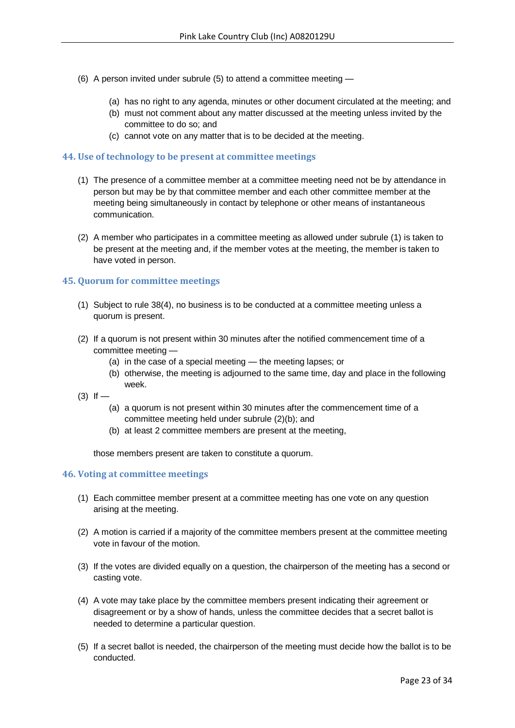(6) A person invited under subrule (5) to attend a committee meeting —

   (a) has no right to any agenda, minutes or other document circulated at the meeting; and
   (b) must not comment about any matter discussed at the meeting unless invited by the committee to do so; and
   (c) cannot vote on any matter that is to be decided at the meeting.

### 44. Use of technology to be present at committee meetings

(1) The presence of a committee member at a committee meeting need not be by attendance in person but may be by that committee member and each other committee member at the meeting being simultaneously in contact by telephone or other means of instantaneous communication.

(2) A member who participates in a committee meeting as allowed under subrule (1) is taken to be present at the meeting and, if the member votes at the meeting, the member is taken to have voted in person.

### 45. Quorum for committee meetings

(1) Subject to rule 38(4), no business is to be conducted at a committee meeting unless a quorum is present.

(2) If a quorum is not present within 30 minutes after the notified commencement time of a committee meeting —
   (a) in the case of a special meeting — the meeting lapses; or
   (b) otherwise, the meeting is adjourned to the same time, day and place in the following week.

(3) If —
   (a) a quorum is not present within 30 minutes after the commencement time of a committee meeting held under subrule (2)(b); and
   (b) at least 2 committee members are present at the meeting,

   those members present are taken to constitute a quorum.

### 46. Voting at committee meetings

(1) Each committee member present at a committee meeting has one vote on any question arising at the meeting.

(2) A motion is carried if a majority of the committee members present at the committee meeting vote in favour of the motion.

(3) If the votes are divided equally on a question, the chairperson of the meeting has a second or casting vote.

(4) A vote may take place by the committee members present indicating their agreement or disagreement or by a show of hands, unless the committee decides that a secret ballot is needed to determine a particular question.

(5) If a secret ballot is needed, the chairperson of the meeting must decide how the ballot is to be conducted.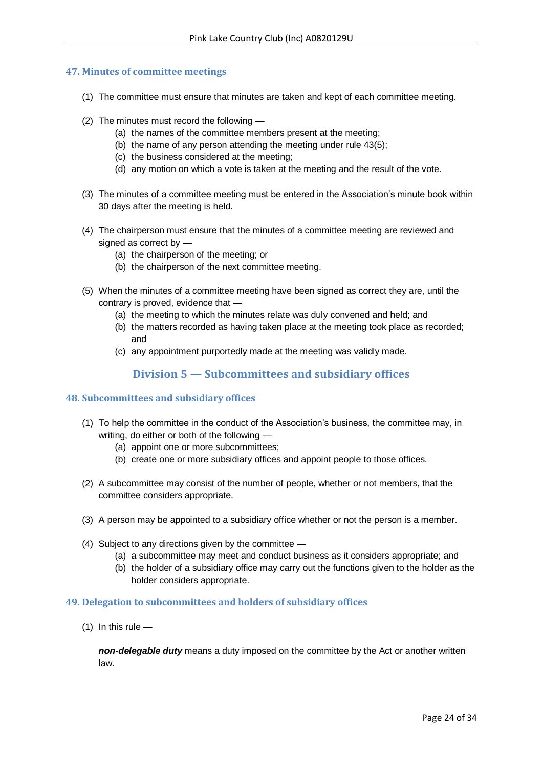### 47. Minutes of committee meetings

(1) The committee must ensure that minutes are taken and kept of each committee meeting.

(2) The minutes must record the following —
  - (a) the names of the committee members present at the meeting;
  - (b) the name of any person attending the meeting under rule 43(5);
  - (c) the business considered at the meeting;
  - (d) any motion on which a vote is taken at the meeting and the result of the vote.

(3) The minutes of a committee meeting must be entered in the Association's minute book within 30 days after the meeting is held.

(4) The chairperson must ensure that the minutes of a committee meeting are reviewed and signed as correct by —
  - (a) the chairperson of the meeting; or
  - (b) the chairperson of the next committee meeting.

(5) When the minutes of a committee meeting have been signed as correct they are, until the contrary is proved, evidence that —
  - (a) the meeting to which the minutes relate was duly convened and held; and
  - (b) the matters recorded as having taken place at the meeting took place as recorded; and
  - (c) any appointment purportedly made at the meeting was validly made.

## Division 5 — Subcommittees and subsidiary offices

### 48. Subcommittees and subsidiary offices

(1) To help the committee in the conduct of the Association's business, the committee may, in writing, do either or both of the following —
  - (a) appoint one or more subcommittees;
  - (b) create one or more subsidiary offices and appoint people to those offices.

(2) A subcommittee may consist of the number of people, whether or not members, that the committee considers appropriate.

(3) A person may be appointed to a subsidiary office whether or not the person is a member.

(4) Subject to any directions given by the committee —
  - (a) a subcommittee may meet and conduct business as it considers appropriate; and
  - (b) the holder of a subsidiary office may carry out the functions given to the holder as the holder considers appropriate.

### 49. Delegation to subcommittees and holders of subsidiary offices

(1) In this rule —

***non-delegable duty*** means a duty imposed on the committee by the Act or another written law.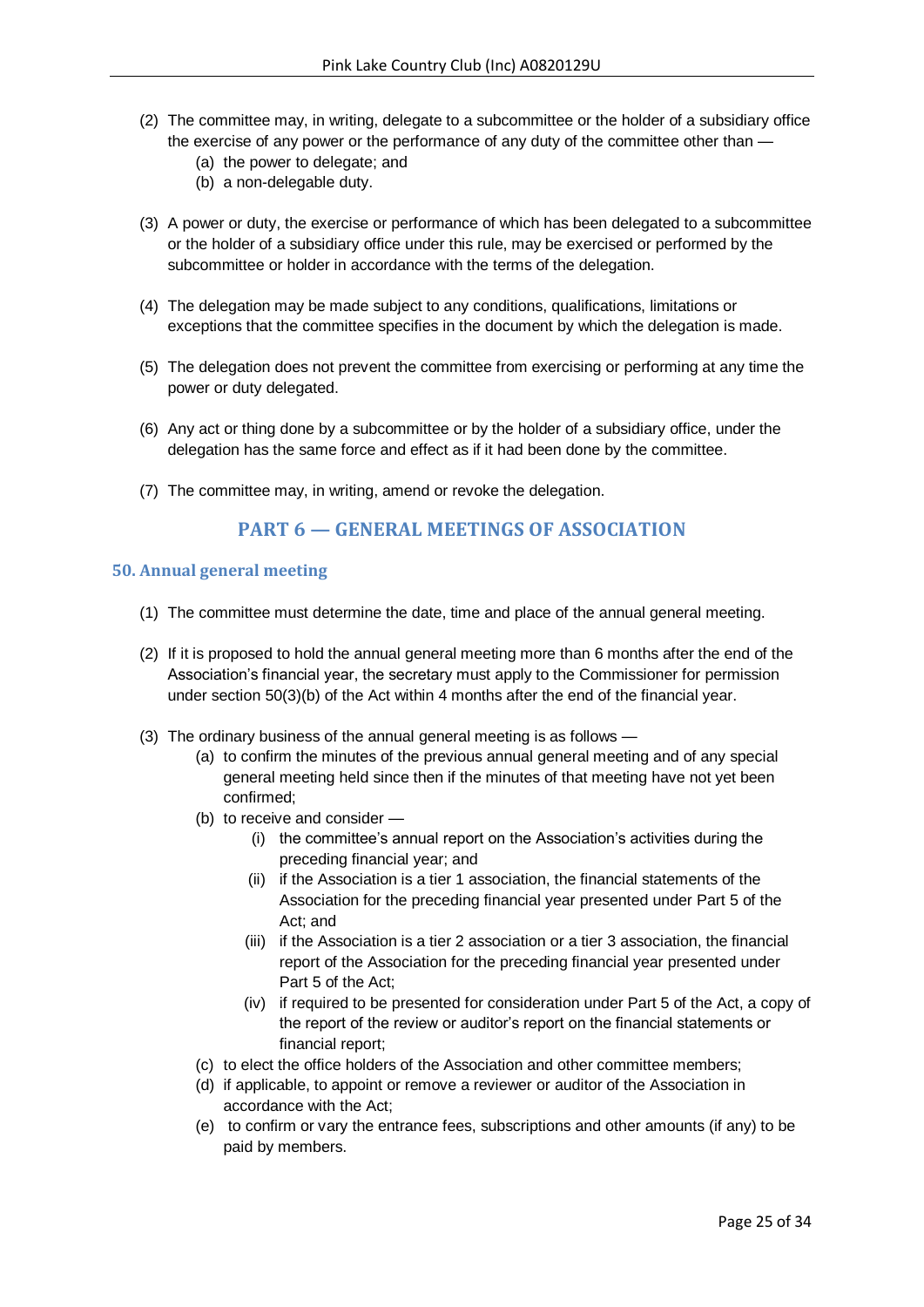(2) The committee may, in writing, delegate to a subcommittee or the holder of a subsidiary office the exercise of any power or the performance of any duty of the committee other than —
   - (a) the power to delegate; and
   - (b) a non-delegable duty.

(3) A power or duty, the exercise or performance of which has been delegated to a subcommittee or the holder of a subsidiary office under this rule, may be exercised or performed by the subcommittee or holder in accordance with the terms of the delegation.

(4) The delegation may be made subject to any conditions, qualifications, limitations or exceptions that the committee specifies in the document by which the delegation is made.

(5) The delegation does not prevent the committee from exercising or performing at any time the power or duty delegated.

(6) Any act or thing done by a subcommittee or by the holder of a subsidiary office, under the delegation has the same force and effect as if it had been done by the committee.

(7) The committee may, in writing, amend or revoke the delegation.

## PART 6 — GENERAL MEETINGS OF ASSOCIATION

### 50. Annual general meeting

(1) The committee must determine the date, time and place of the annual general meeting.

(2) If it is proposed to hold the annual general meeting more than 6 months after the end of the Association's financial year, the secretary must apply to the Commissioner for permission under section 50(3)(b) of the Act within 4 months after the end of the financial year.

(3) The ordinary business of the annual general meeting is as follows —
   - (a) to confirm the minutes of the previous annual general meeting and of any special general meeting held since then if the minutes of that meeting have not yet been confirmed;
   - (b) to receive and consider —
     - (i) the committee's annual report on the Association's activities during the preceding financial year; and
     - (ii) if the Association is a tier 1 association, the financial statements of the Association for the preceding financial year presented under Part 5 of the Act; and
     - (iii) if the Association is a tier 2 association or a tier 3 association, the financial report of the Association for the preceding financial year presented under Part 5 of the Act;
     - (iv) if required to be presented for consideration under Part 5 of the Act, a copy of the report of the review or auditor's report on the financial statements or financial report;
   - (c) to elect the office holders of the Association and other committee members;
   - (d) if applicable, to appoint or remove a reviewer or auditor of the Association in accordance with the Act;
   - (e) to confirm or vary the entrance fees, subscriptions and other amounts (if any) to be paid by members.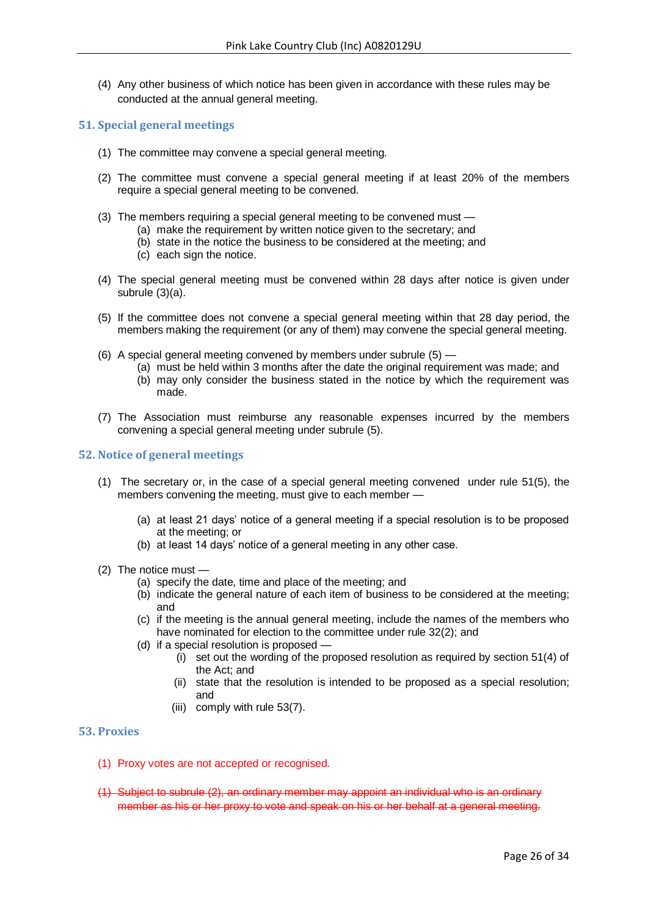(4) Any other business of which notice has been given in accordance with these rules may be conducted at the annual general meeting.

## 51. Special general meetings

(1) The committee may convene a special general meeting.

(2) The committee must convene a special general meeting if at least 20% of the members require a special general meeting to be convened.

(3) The members requiring a special general meeting to be convened must —

  (a) make the requirement by written notice given to the secretary; and
  (b) state in the notice the business to be considered at the meeting; and
  (c) each sign the notice.

(4) The special general meeting must be convened within 28 days after notice is given under subrule (3)(a).

(5) If the committee does not convene a special general meeting within that 28 day period, the members making the requirement (or any of them) may convene the special general meeting.

(6) A special general meeting convened by members under subrule (5) —

  (a) must be held within 3 months after the date the original requirement was made; and
  (b) may only consider the business stated in the notice by which the requirement was made.

(7) The Association must reimburse any reasonable expenses incurred by the members convening a special general meeting under subrule (5).

## 52. Notice of general meetings

(1) The secretary or, in the case of a special general meeting convened under rule 51(5), the members convening the meeting, must give to each member —

  (a) at least 21 days' notice of a general meeting if a special resolution is to be proposed at the meeting; or
  (b) at least 14 days' notice of a general meeting in any other case.

(2) The notice must —

  (a) specify the date, time and place of the meeting; and
  (b) indicate the general nature of each item of business to be considered at the meeting; and
  (c) if the meeting is the annual general meeting, include the names of the members who have nominated for election to the committee under rule 32(2); and
  (d) if a special resolution is proposed —
    (i) set out the wording of the proposed resolution as required by section 51(4) of the Act; and
    (ii) state that the resolution is intended to be proposed as a special resolution; and
    (iii) comply with rule 53(7).

## 53. Proxies

(1) Proxy votes are not accepted or recognised.

~~(1) Subject to subrule (2), an ordinary member may appoint an individual who is an ordinary member as his or her proxy to vote and speak on his or her behalf at a general meeting.~~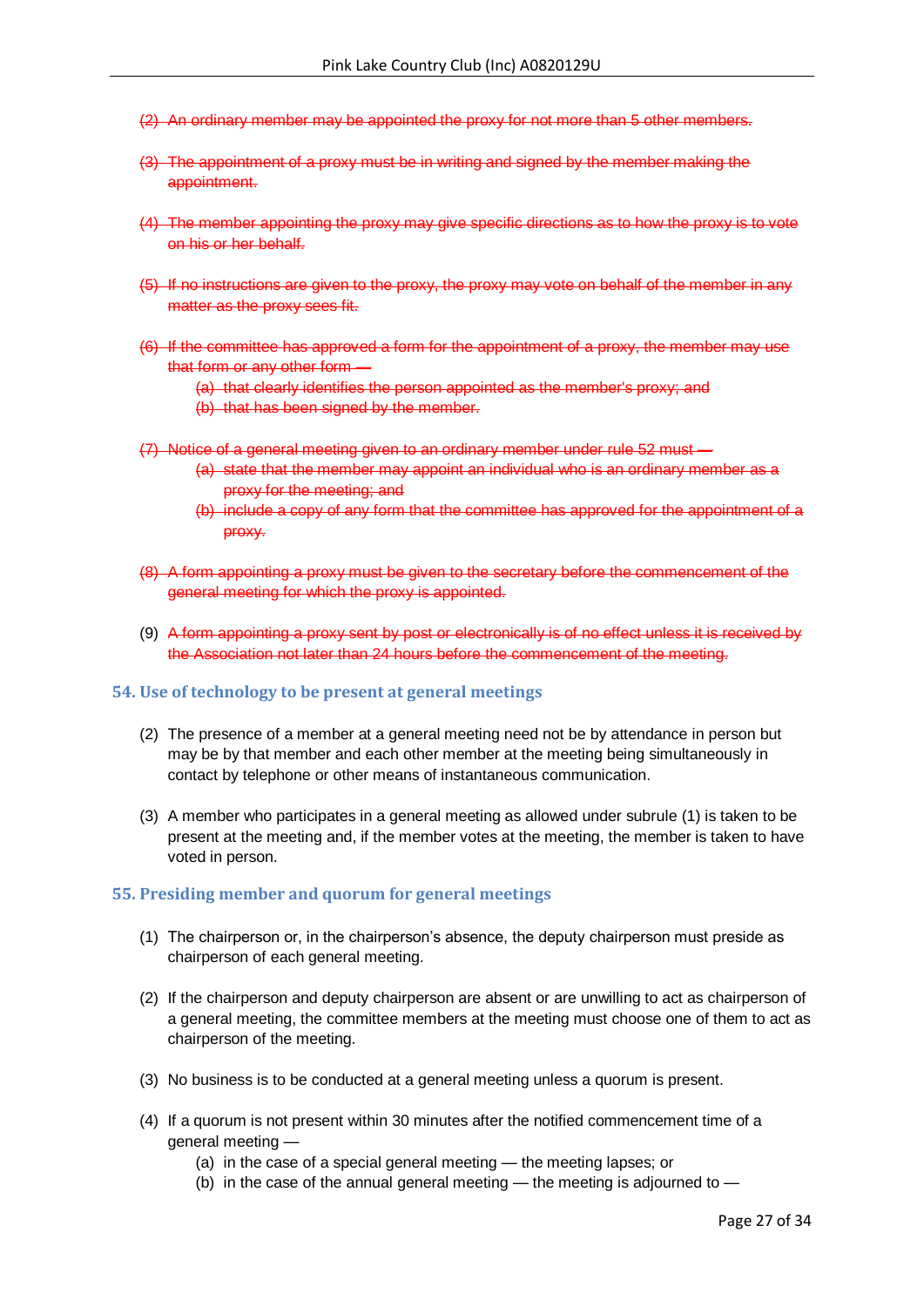~~(2) An ordinary member may be appointed the proxy for not more than 5 other members.~~

~~(3) The appointment of a proxy must be in writing and signed by the member making the appointment.~~

~~(4) The member appointing the proxy may give specific directions as to how the proxy is to vote on his or her behalf.~~

~~(5) If no instructions are given to the proxy, the proxy may vote on behalf of the member in any matter as the proxy sees fit.~~

~~(6) If the committee has approved a form for the appointment of a proxy, the member may use that form or any other form —~~

- ~~(a) that clearly identifies the person appointed as the member's proxy; and~~
- ~~(b) that has been signed by the member.~~

~~(7) Notice of a general meeting given to an ordinary member under rule 52 must —~~

- ~~(a) state that the member may appoint an individual who is an ordinary member as a proxy for the meeting; and~~
- ~~(b) include a copy of any form that the committee has approved for the appointment of a proxy.~~

~~(8) A form appointing a proxy must be given to the secretary before the commencement of the general meeting for which the proxy is appointed.~~

(9) ~~A form appointing a proxy sent by post or electronically is of no effect unless it is received by the Association not later than 24 hours before the commencement of the meeting.~~

## 54. Use of technology to be present at general meetings

(2) The presence of a member at a general meeting need not be by attendance in person but may be by that member and each other member at the meeting being simultaneously in contact by telephone or other means of instantaneous communication.

(3) A member who participates in a general meeting as allowed under subrule (1) is taken to be present at the meeting and, if the member votes at the meeting, the member is taken to have voted in person.

## 55. Presiding member and quorum for general meetings

(1) The chairperson or, in the chairperson's absence, the deputy chairperson must preside as chairperson of each general meeting.

(2) If the chairperson and deputy chairperson are absent or are unwilling to act as chairperson of a general meeting, the committee members at the meeting must choose one of them to act as chairperson of the meeting.

(3) No business is to be conducted at a general meeting unless a quorum is present.

(4) If a quorum is not present within 30 minutes after the notified commencement time of a general meeting —

- (a) in the case of a special general meeting — the meeting lapses; or
- (b) in the case of the annual general meeting — the meeting is adjourned to —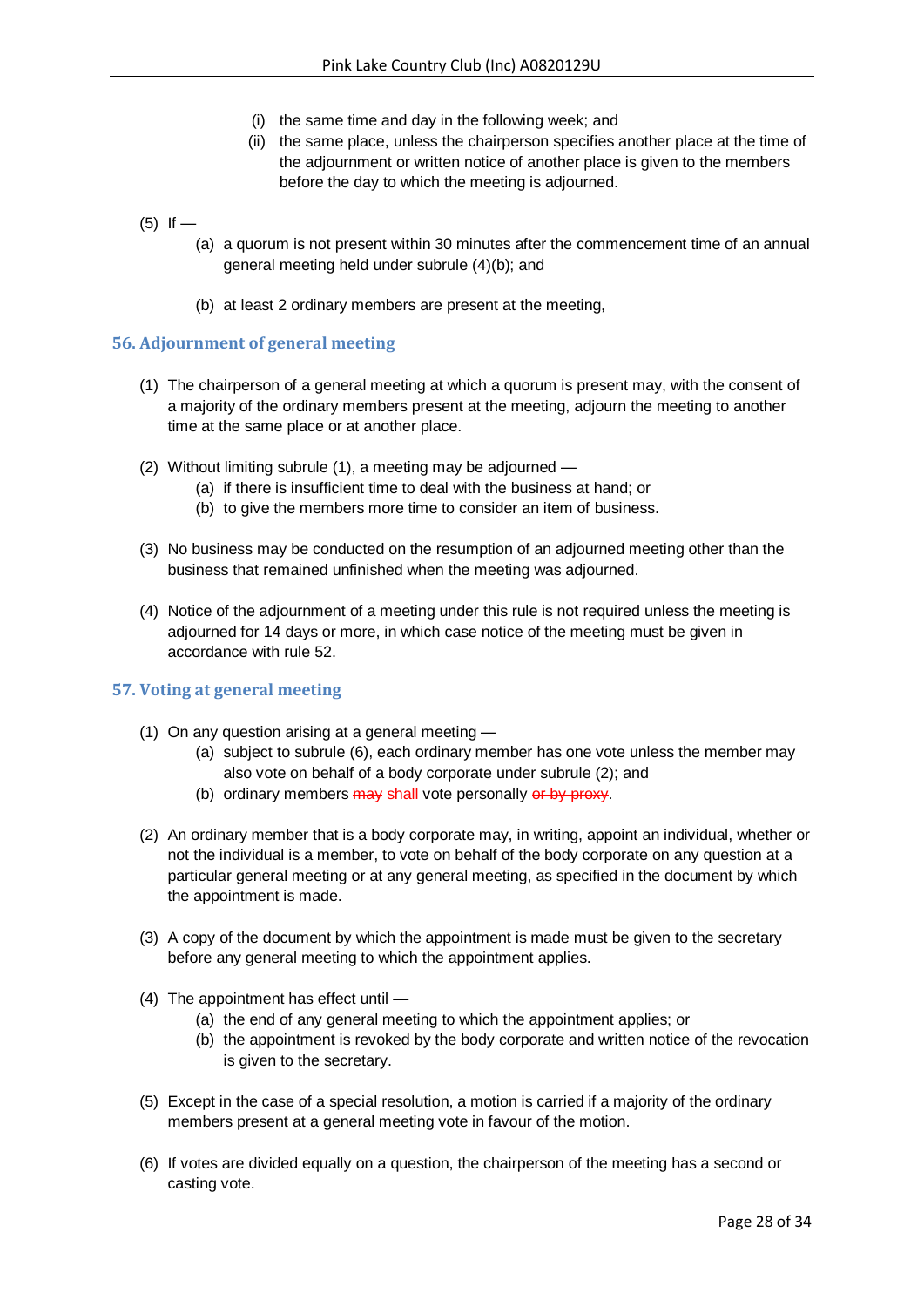(i) the same time and day in the following week; and
(ii) the same place, unless the chairperson specifies another place at the time of the adjournment or written notice of another place is given to the members before the day to which the meeting is adjourned.

(5) If —

(a) a quorum is not present within 30 minutes after the commencement time of an annual general meeting held under subrule (4)(b); and

(b) at least 2 ordinary members are present at the meeting,

### 56. Adjournment of general meeting

(1) The chairperson of a general meeting at which a quorum is present may, with the consent of a majority of the ordinary members present at the meeting, adjourn the meeting to another time at the same place or at another place.

(2) Without limiting subrule (1), a meeting may be adjourned —
  (a) if there is insufficient time to deal with the business at hand; or
  (b) to give the members more time to consider an item of business.

(3) No business may be conducted on the resumption of an adjourned meeting other than the business that remained unfinished when the meeting was adjourned.

(4) Notice of the adjournment of a meeting under this rule is not required unless the meeting is adjourned for 14 days or more, in which case notice of the meeting must be given in accordance with rule 52.

### 57. Voting at general meeting

(1) On any question arising at a general meeting —
  (a) subject to subrule (6), each ordinary member has one vote unless the member may also vote on behalf of a body corporate under subrule (2); and
  (b) ordinary members ~~may~~ shall vote personally ~~or by proxy~~.

(2) An ordinary member that is a body corporate may, in writing, appoint an individual, whether or not the individual is a member, to vote on behalf of the body corporate on any question at a particular general meeting or at any general meeting, as specified in the document by which the appointment is made.

(3) A copy of the document by which the appointment is made must be given to the secretary before any general meeting to which the appointment applies.

(4) The appointment has effect until —
  (a) the end of any general meeting to which the appointment applies; or
  (b) the appointment is revoked by the body corporate and written notice of the revocation is given to the secretary.

(5) Except in the case of a special resolution, a motion is carried if a majority of the ordinary members present at a general meeting vote in favour of the motion.

(6) If votes are divided equally on a question, the chairperson of the meeting has a second or casting vote.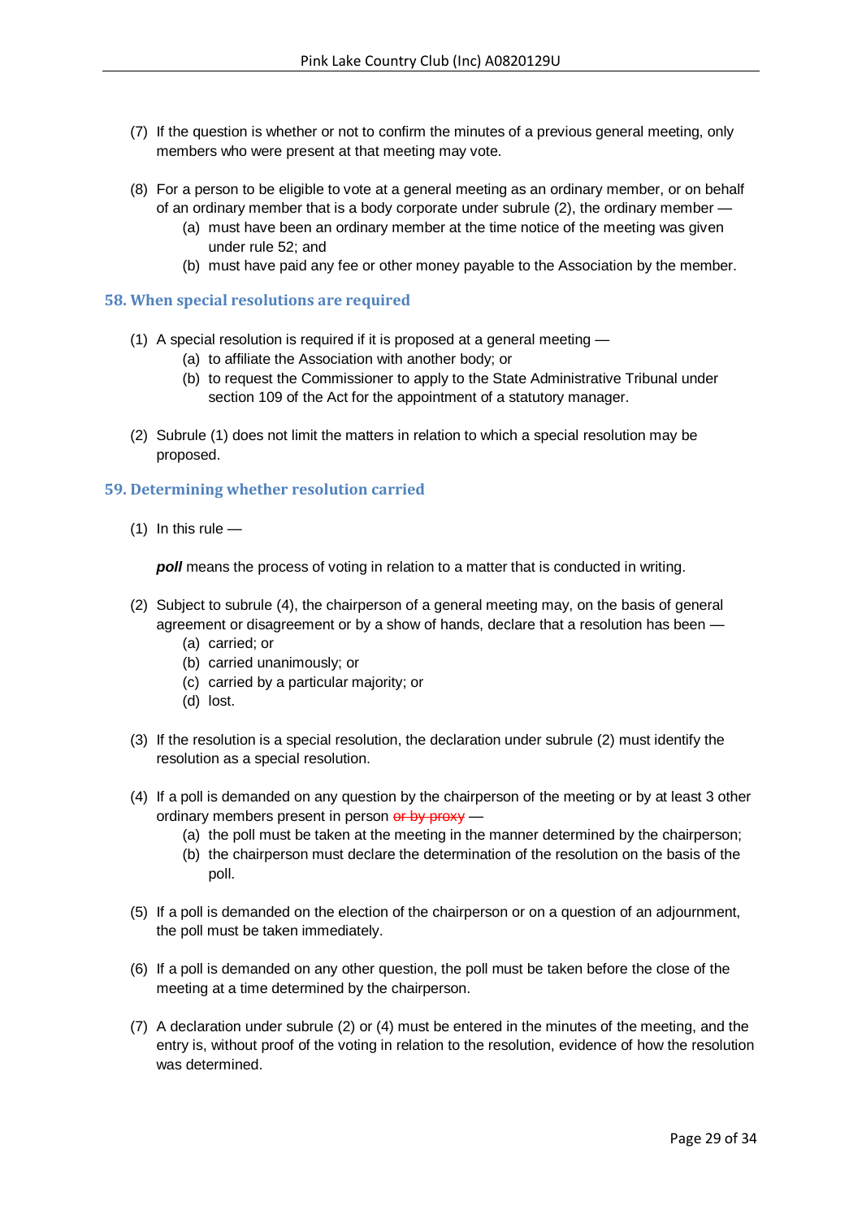(7) If the question is whether or not to confirm the minutes of a previous general meeting, only members who were present at that meeting may vote.

(8) For a person to be eligible to vote at a general meeting as an ordinary member, or on behalf of an ordinary member that is a body corporate under subrule (2), the ordinary member —

- (a) must have been an ordinary member at the time notice of the meeting was given under rule 52; and
- (b) must have paid any fee or other money payable to the Association by the member.

### 58. When special resolutions are required

(1) A special resolution is required if it is proposed at a general meeting —

- (a) to affiliate the Association with another body; or
- (b) to request the Commissioner to apply to the State Administrative Tribunal under section 109 of the Act for the appointment of a statutory manager.

(2) Subrule (1) does not limit the matters in relation to which a special resolution may be proposed.

### 59. Determining whether resolution carried

(1) In this rule —

***poll*** means the process of voting in relation to a matter that is conducted in writing.

(2) Subject to subrule (4), the chairperson of a general meeting may, on the basis of general agreement or disagreement or by a show of hands, declare that a resolution has been —

- (a) carried; or
- (b) carried unanimously; or
- (c) carried by a particular majority; or
- (d) lost.

(3) If the resolution is a special resolution, the declaration under subrule (2) must identify the resolution as a special resolution.

(4) If a poll is demanded on any question by the chairperson of the meeting or by at least 3 other ordinary members present in person ~~or by proxy~~ —

- (a) the poll must be taken at the meeting in the manner determined by the chairperson;
- (b) the chairperson must declare the determination of the resolution on the basis of the poll.

(5) If a poll is demanded on the election of the chairperson or on a question of an adjournment, the poll must be taken immediately.

(6) If a poll is demanded on any other question, the poll must be taken before the close of the meeting at a time determined by the chairperson.

(7) A declaration under subrule (2) or (4) must be entered in the minutes of the meeting, and the entry is, without proof of the voting in relation to the resolution, evidence of how the resolution was determined.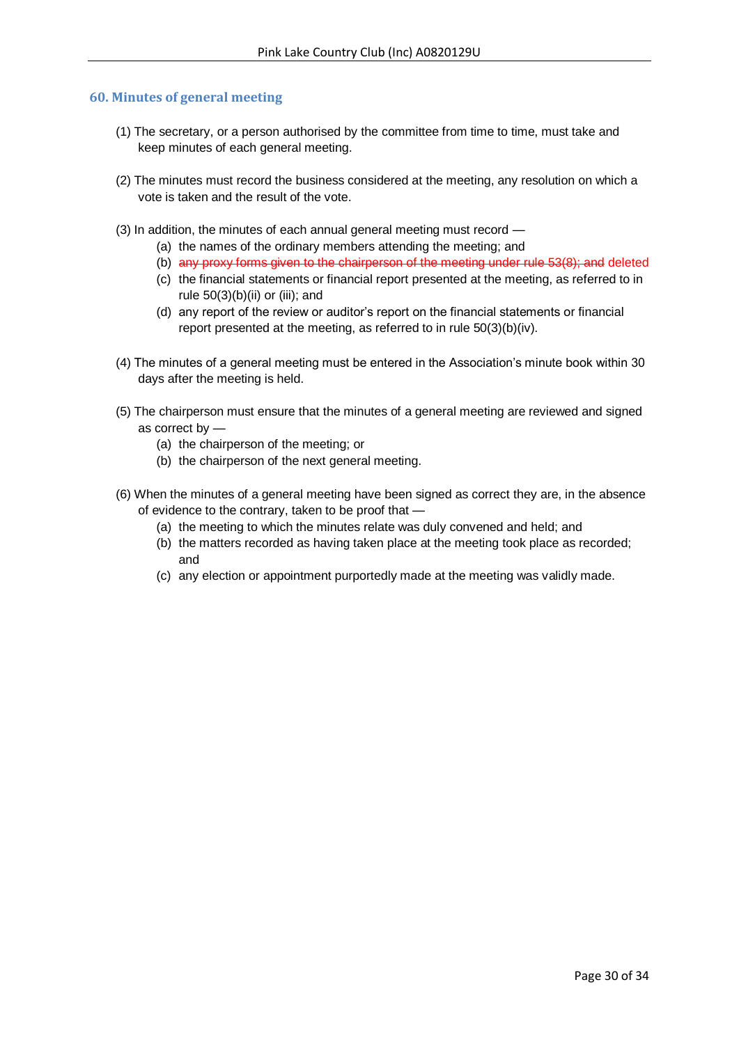## 60. Minutes of general meeting

(1) The secretary, or a person authorised by the committee from time to time, must take and keep minutes of each general meeting.

(2) The minutes must record the business considered at the meeting, any resolution on which a vote is taken and the result of the vote.

(3) In addition, the minutes of each annual general meeting must record —

- (a) the names of the ordinary members attending the meeting; and
- (b) ~~any proxy forms given to the chairperson of the meeting under rule 53(8); and~~ deleted
- (c) the financial statements or financial report presented at the meeting, as referred to in rule 50(3)(b)(ii) or (iii); and
- (d) any report of the review or auditor's report on the financial statements or financial report presented at the meeting, as referred to in rule 50(3)(b)(iv).

(4) The minutes of a general meeting must be entered in the Association's minute book within 30 days after the meeting is held.

(5) The chairperson must ensure that the minutes of a general meeting are reviewed and signed as correct by —

- (a) the chairperson of the meeting; or
- (b) the chairperson of the next general meeting.

(6) When the minutes of a general meeting have been signed as correct they are, in the absence of evidence to the contrary, taken to be proof that —

- (a) the meeting to which the minutes relate was duly convened and held; and
- (b) the matters recorded as having taken place at the meeting took place as recorded; and
- (c) any election or appointment purportedly made at the meeting was validly made.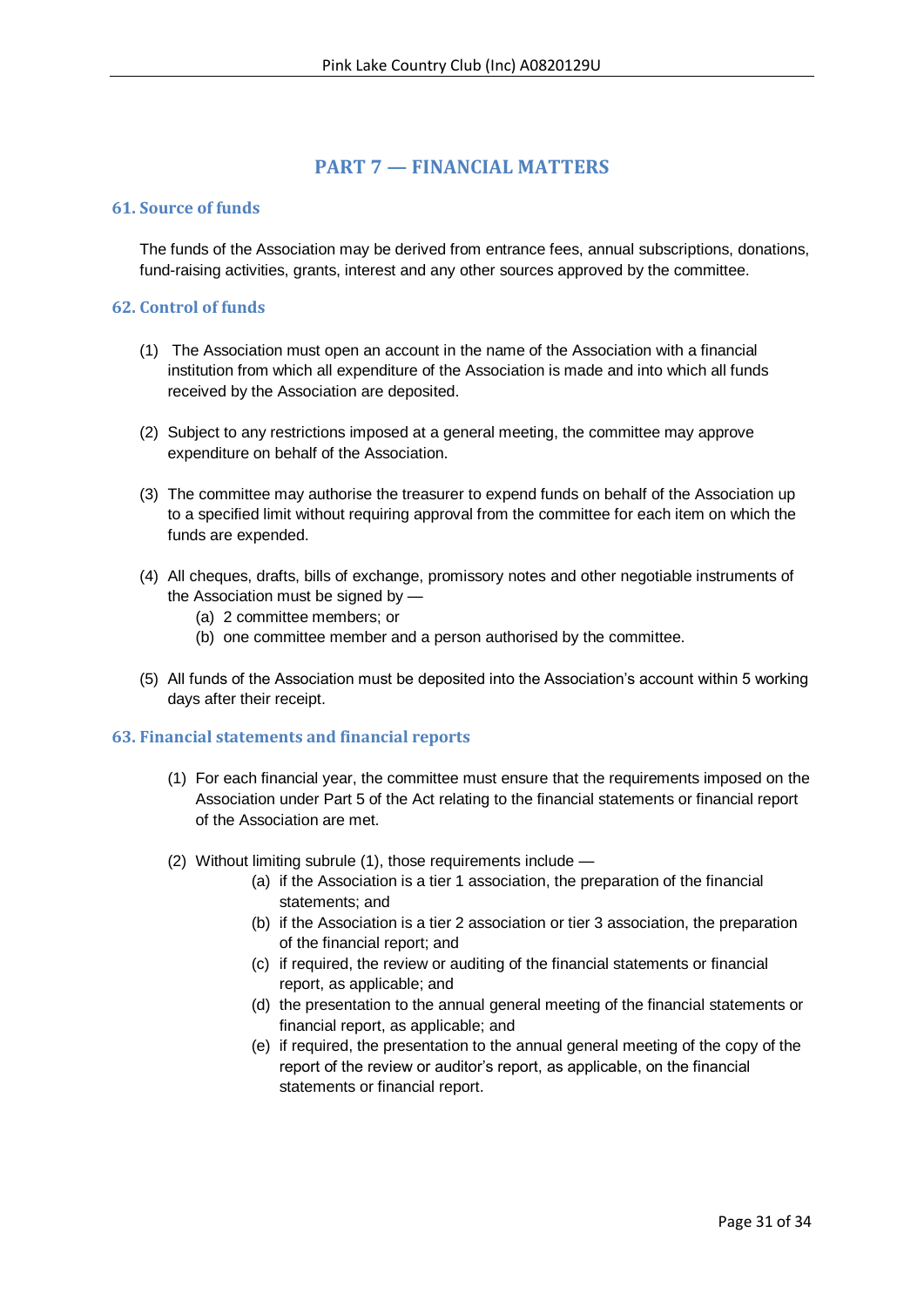# PART 7 — FINANCIAL MATTERS

## 61. Source of funds

The funds of the Association may be derived from entrance fees, annual subscriptions, donations, fund-raising activities, grants, interest and any other sources approved by the committee.

## 62. Control of funds

(1) The Association must open an account in the name of the Association with a financial institution from which all expenditure of the Association is made and into which all funds received by the Association are deposited.

(2) Subject to any restrictions imposed at a general meeting, the committee may approve expenditure on behalf of the Association.

(3) The committee may authorise the treasurer to expend funds on behalf of the Association up to a specified limit without requiring approval from the committee for each item on which the funds are expended.

(4) All cheques, drafts, bills of exchange, promissory notes and other negotiable instruments of the Association must be signed by —
- (a) 2 committee members; or
- (b) one committee member and a person authorised by the committee.

(5) All funds of the Association must be deposited into the Association's account within 5 working days after their receipt.

## 63. Financial statements and financial reports

(1) For each financial year, the committee must ensure that the requirements imposed on the Association under Part 5 of the Act relating to the financial statements or financial report of the Association are met.

(2) Without limiting subrule (1), those requirements include —
- (a) if the Association is a tier 1 association, the preparation of the financial statements; and
- (b) if the Association is a tier 2 association or tier 3 association, the preparation of the financial report; and
- (c) if required, the review or auditing of the financial statements or financial report, as applicable; and
- (d) the presentation to the annual general meeting of the financial statements or financial report, as applicable; and
- (e) if required, the presentation to the annual general meeting of the copy of the report of the review or auditor's report, as applicable, on the financial statements or financial report.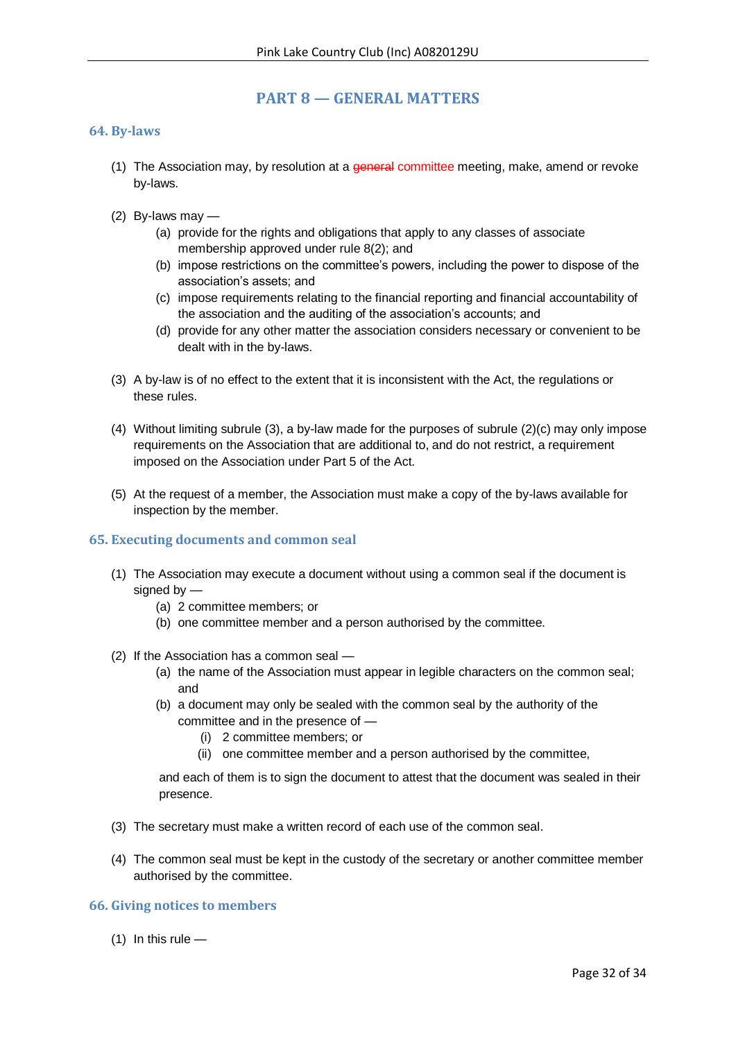# PART 8 — GENERAL MATTERS

## 64. By-laws

(1) The Association may, by resolution at a ~~general~~ committee meeting, make, amend or revoke by-laws.

(2) By-laws may —

- (a) provide for the rights and obligations that apply to any classes of associate membership approved under rule 8(2); and
- (b) impose restrictions on the committee's powers, including the power to dispose of the association's assets; and
- (c) impose requirements relating to the financial reporting and financial accountability of the association and the auditing of the association's accounts; and
- (d) provide for any other matter the association considers necessary or convenient to be dealt with in the by-laws.

(3) A by-law is of no effect to the extent that it is inconsistent with the Act, the regulations or these rules.

(4) Without limiting subrule (3), a by-law made for the purposes of subrule (2)(c) may only impose requirements on the Association that are additional to, and do not restrict, a requirement imposed on the Association under Part 5 of the Act.

(5) At the request of a member, the Association must make a copy of the by-laws available for inspection by the member.

## 65. Executing documents and common seal

(1) The Association may execute a document without using a common seal if the document is signed by —

- (a) 2 committee members; or
- (b) one committee member and a person authorised by the committee.

(2) If the Association has a common seal —

- (a) the name of the Association must appear in legible characters on the common seal; and
- (b) a document may only be sealed with the common seal by the authority of the committee and in the presence of —
  - (i) 2 committee members; or
  - (ii) one committee member and a person authorised by the committee,

  and each of them is to sign the document to attest that the document was sealed in their presence.

(3) The secretary must make a written record of each use of the common seal.

(4) The common seal must be kept in the custody of the secretary or another committee member authorised by the committee.

## 66. Giving notices to members

(1) In this rule —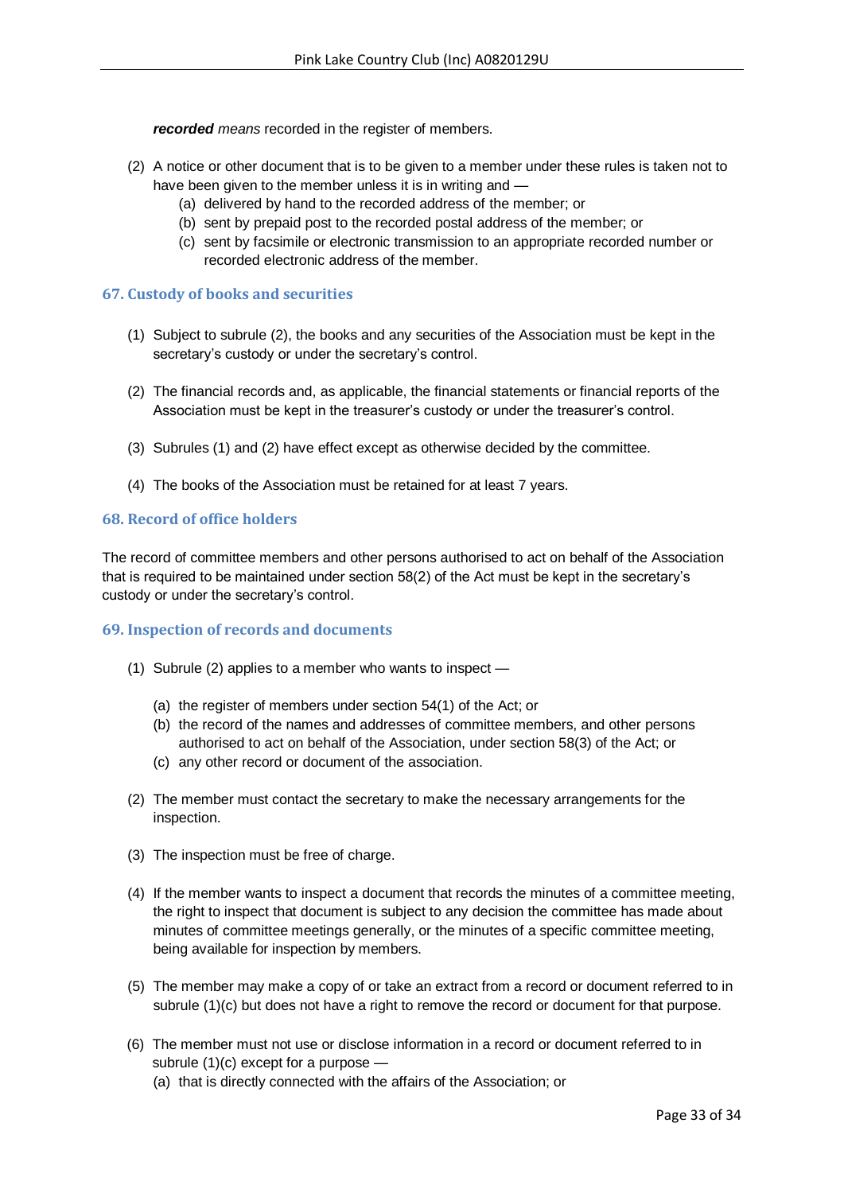***recorded*** *means* recorded in the register of members.

(2) A notice or other document that is to be given to a member under these rules is taken not to have been given to the member unless it is in writing and —
   - (a) delivered by hand to the recorded address of the member; or
   - (b) sent by prepaid post to the recorded postal address of the member; or
   - (c) sent by facsimile or electronic transmission to an appropriate recorded number or recorded electronic address of the member.

## 67. Custody of books and securities

(1) Subject to subrule (2), the books and any securities of the Association must be kept in the secretary's custody or under the secretary's control.

(2) The financial records and, as applicable, the financial statements or financial reports of the Association must be kept in the treasurer's custody or under the treasurer's control.

(3) Subrules (1) and (2) have effect except as otherwise decided by the committee.

(4) The books of the Association must be retained for at least 7 years.

## 68. Record of office holders

The record of committee members and other persons authorised to act on behalf of the Association that is required to be maintained under section 58(2) of the Act must be kept in the secretary's custody or under the secretary's control.

## 69. Inspection of records and documents

(1) Subrule (2) applies to a member who wants to inspect —

   - (a) the register of members under section 54(1) of the Act; or
   - (b) the record of the names and addresses of committee members, and other persons authorised to act on behalf of the Association, under section 58(3) of the Act; or
   - (c) any other record or document of the association.

(2) The member must contact the secretary to make the necessary arrangements for the inspection.

(3) The inspection must be free of charge.

(4) If the member wants to inspect a document that records the minutes of a committee meeting, the right to inspect that document is subject to any decision the committee has made about minutes of committee meetings generally, or the minutes of a specific committee meeting, being available for inspection by members.

(5) The member may make a copy of or take an extract from a record or document referred to in subrule (1)(c) but does not have a right to remove the record or document for that purpose.

(6) The member must not use or disclose information in a record or document referred to in subrule (1)(c) except for a purpose —
   - (a) that is directly connected with the affairs of the Association; or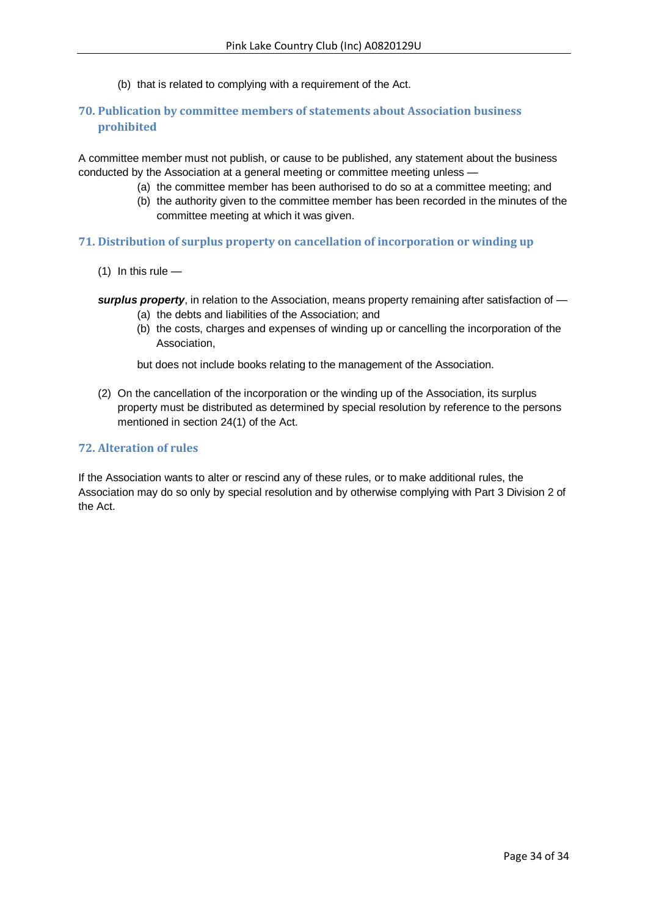(b) that is related to complying with a requirement of the Act.

## 70. Publication by committee members of statements about Association business prohibited

A committee member must not publish, or cause to be published, any statement about the business conducted by the Association at a general meeting or committee meeting unless —

(a) the committee member has been authorised to do so at a committee meeting; and
(b) the authority given to the committee member has been recorded in the minutes of the committee meeting at which it was given.

## 71. Distribution of surplus property on cancellation of incorporation or winding up

(1) In this rule —

***surplus property***, in relation to the Association, means property remaining after satisfaction of —

(a) the debts and liabilities of the Association; and
(b) the costs, charges and expenses of winding up or cancelling the incorporation of the Association,

but does not include books relating to the management of the Association.

(2) On the cancellation of the incorporation or the winding up of the Association, its surplus property must be distributed as determined by special resolution by reference to the persons mentioned in section 24(1) of the Act.

## 72. Alteration of rules

If the Association wants to alter or rescind any of these rules, or to make additional rules, the Association may do so only by special resolution and by otherwise complying with Part 3 Division 2 of the Act.